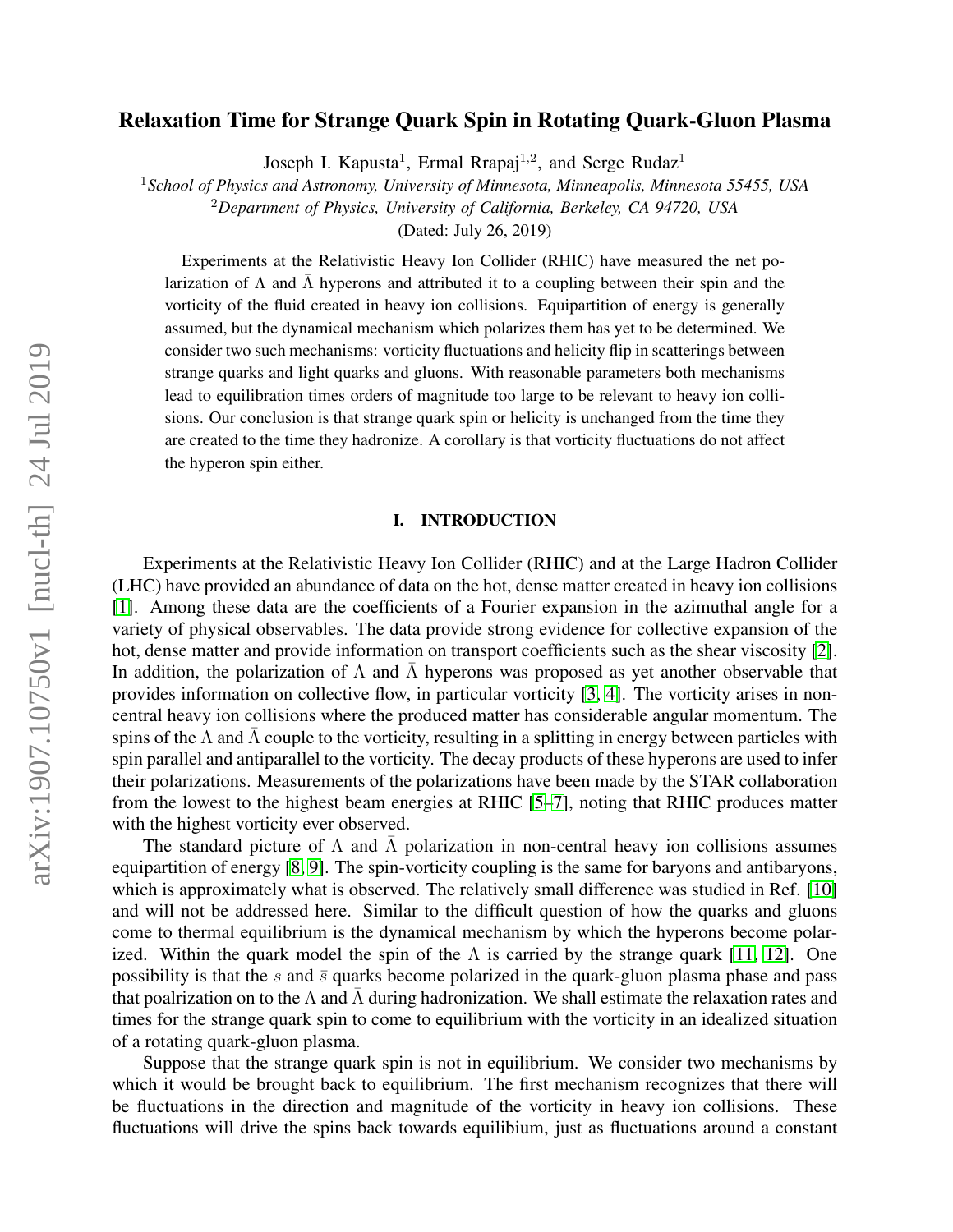# Relaxation Time for Strange Quark Spin in Rotating Quark-Gluon Plasma

Joseph I. Kapusta[1], Ermal Rrapaj[1,2], and Serge Rudaz[1]

[1] *School of Physics and Astronomy, University of Minnesota, Minneapolis, Minnesota 55455, USA*

[2] *Department of Physics, University of California, Berkeley, CA 94720, USA*

(Dated: July 26, 2019)

Experiments at the Relativistic Heavy Ion Collider (RHIC) have measured the net polarization of $\Lambda$ and $\bar{\Lambda}$ hyperons and attributed it to a coupling between their spin and the vorticity of the fluid created in heavy ion collisions. Equipartition of energy is generally assumed, but the dynamical mechanism which polarizes them has yet to be determined. We consider two such mechanisms: vorticity fluctuations and helicity flip in scatterings between strange quarks and light quarks and gluons. With reasonable parameters both mechanisms lead to equilibration times orders of magnitude too large to be relevant to heavy ion collisions. Our conclusion is that strange quark spin or helicity is unchanged from the time they are created to the time they hadronize. A corollary is that vorticity fluctuations do not affect the hyperon spin either.

## I. INTRODUCTION

Experiments at the Relativistic Heavy Ion Collider (RHIC) and at the Large Hadron Collider (LHC) have provided an abundance of data on the hot, dense matter created in heavy ion collisions [1]. Among these data are the coefficients of a Fourier expansion in the azimuthal angle for a variety of physical observables. The data provide strong evidence for collective expansion of the hot, dense matter and provide information on transport coefficients such as the shear viscosity [2]. In addition, the polarization of $\Lambda$ and $\bar{\Lambda}$ hyperons was proposed as yet another observable that provides information on collective flow, in particular vorticity [3, 4]. The vorticity arises in non-central heavy ion collisions where the produced matter has considerable angular momentum. The spins of the $\Lambda$ and $\bar{\Lambda}$ couple to the vorticity, resulting in a splitting in energy between particles with spin parallel and antiparallel to the vorticity. The decay products of these hyperons are used to infer their polarizations. Measurements of the polarizations have been made by the STAR collaboration from the lowest to the highest beam energies at RHIC [5–7], noting that RHIC produces matter with the highest vorticity ever observed.

The standard picture of $\Lambda$ and $\bar{\Lambda}$ polarization in non-central heavy ion collisions assumes equipartition of energy [8, 9]. The spin-vorticity coupling is the same for baryons and antibaryons, which is approximately what is observed. The relatively small difference was studied in Ref. [10] and will not be addressed here. Similar to the difficult question of how the quarks and gluons come to thermal equilibrium is the dynamical mechanism by which the hyperons become polarized. Within the quark model the spin of the $\Lambda$ is carried by the strange quark [11, 12]. One possibility is that the $s$ and $\bar{s}$ quarks become polarized in the quark-gluon plasma phase and pass that poalrization on to the $\Lambda$ and $\bar{\Lambda}$ during hadronization. We shall estimate the relaxation rates and times for the strange quark spin to come to equilibrium with the vorticity in an idealized situation of a rotating quark-gluon plasma.

Suppose that the strange quark spin is not in equilibrium. We consider two mechanisms by which it would be brought back to equilibrium. The first mechanism recognizes that there will be fluctuations in the direction and magnitude of the vorticity in heavy ion collisions. These fluctuations will drive the spins back towards equilibium, just as fluctuations around a constant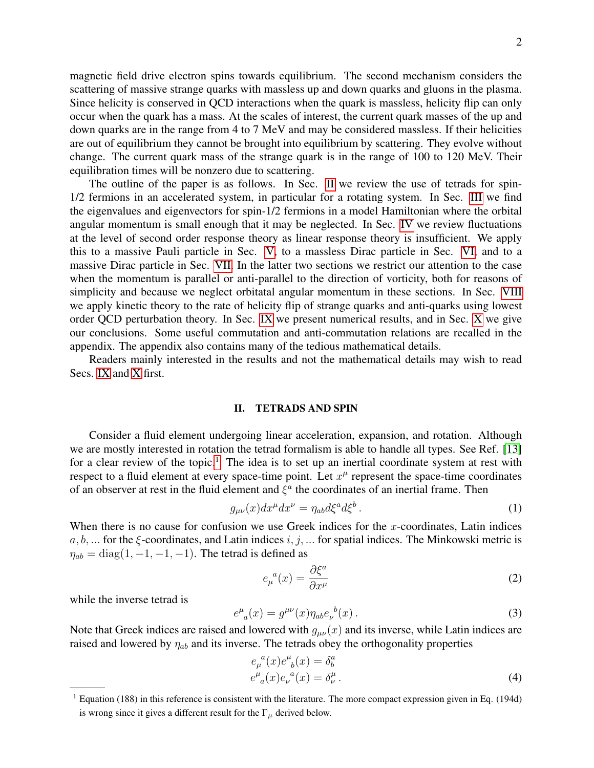magnetic field drive electron spins towards equilibrium. The second mechanism considers the scattering of massive strange quarks with massless up and down quarks and gluons in the plasma. Since helicity is conserved in QCD interactions when the quark is massless, helicity flip can only occur when the quark has a mass. At the scales of interest, the current quark masses of the up and down quarks are in the range from 4 to 7 MeV and may be considered massless. If their helicities are out of equilibrium they cannot be brought into equilibrium by scattering. They evolve without change. The current quark mass of the strange quark is in the range of 100 to 120 MeV. Their equilibration times will be nonzero due to scattering.

The outline of the paper is as follows. In Sec. II we review the use of tetrads for spin-1/2 fermions in an accelerated system, in particular for a rotating system. In Sec. III we find the eigenvalues and eigenvectors for spin-1/2 fermions in a model Hamiltonian where the orbital angular momentum is small enough that it may be neglected. In Sec. IV we review fluctuations at the level of second order response theory as linear response theory is insufficient. We apply this to a massive Pauli particle in Sec. V, to a massless Dirac particle in Sec. VI, and to a massive Dirac particle in Sec. VII. In the latter two sections we restrict our attention to the case when the momentum is parallel or anti-parallel to the direction of vorticity, both for reasons of simplicity and because we neglect orbitatal angular momentum in these sections. In Sec. VIII we apply kinetic theory to the rate of helicity flip of strange quarks and anti-quarks using lowest order QCD perturbation theory. In Sec. IX we present numerical results, and in Sec. X we give our conclusions. Some useful commutation and anti-commutation relations are recalled in the appendix. The appendix also contains many of the tedious mathematical details.

Readers mainly interested in the results and not the mathematical details may wish to read Secs. IX and X first.

## II. TETRADS AND SPIN

Consider a fluid element undergoing linear acceleration, expansion, and rotation. Although we are mostly interested in rotation the tetrad formalism is able to handle all types. See Ref. [13] for a clear review of the topic.[1] The idea is to set up an inertial coordinate system at rest with respect to a fluid element at every space-time point. Let $x^\mu$ represent the space-time coordinates of an observer at rest in the fluid element and $\xi^a$ the coordinates of an inertial frame. Then

$$g_{\mu\nu}(x)dx^\mu dx^\nu = \eta_{ab}d\xi^a d\xi^b \,. \tag{1}$$

When there is no cause for confusion we use Greek indices for the $x$-coordinates, Latin indices $a, b, ...$ for the $\xi$-coordinates, and Latin indices $i, j, ...$ for spatial indices. The Minkowski metric is $\eta_{ab} = \mathrm{diag}(1, -1, -1, -1)$. The tetrad is defined as

$$e_\mu{}^a(x) = \frac{\partial \xi^a}{\partial x^\mu} \tag{2}$$

while the inverse tetrad is

$$e^\mu{}_a(x) = g^{\mu\nu}(x)\eta_{ab}e_\nu{}^b(x) \,. \tag{3}$$

Note that Greek indices are raised and lowered with $g_{\mu\nu}(x)$ and its inverse, while Latin indices are raised and lowered by $\eta_{ab}$ and its inverse. The tetrads obey the orthogonality properties

$$\begin{aligned} e_\mu{}^a(x)e^\mu{}_b(x) &= \delta^a_b \\ e^\mu{}_a(x)e_\nu{}^a(x) &= \delta^\mu_\nu \,. \end{aligned} \tag{4}$$

[1] Equation (188) in this reference is consistent with the literature. The more compact expression given in Eq. (194d) is wrong since it gives a different result for the $\Gamma_\mu$ derived below.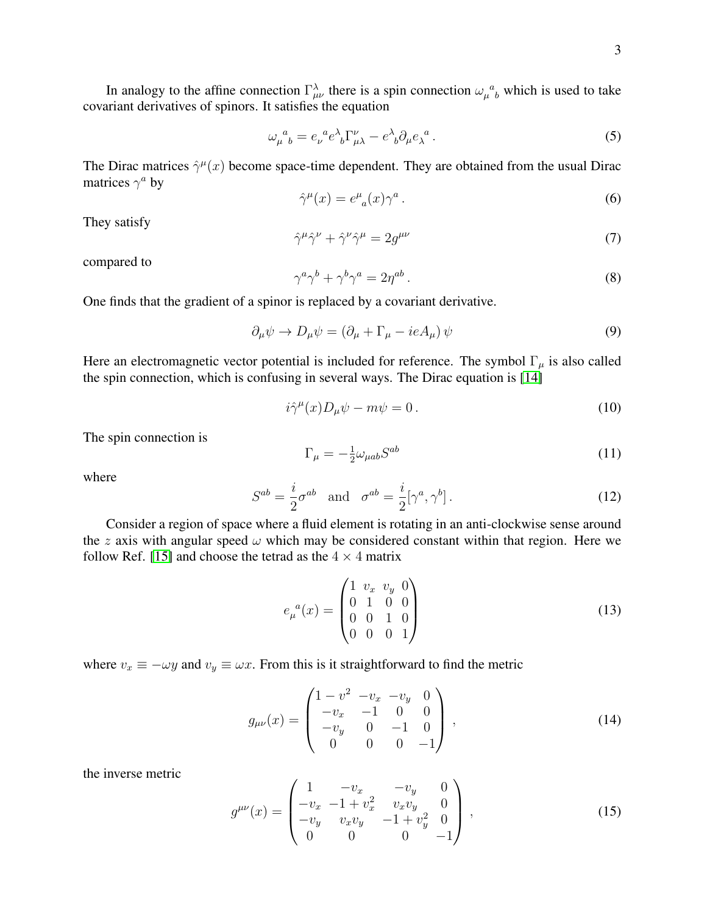In analogy to the affine connection $\Gamma^\lambda_{\mu\nu}$ there is a spin connection ${\omega_\mu}^a{}_b$ which is used to take covariant derivatives of spinors. It satisfies the equation

$$
{\omega_\mu}^a{}_b = {e_\nu}^a e^\lambda{}_b \Gamma^\nu_{\mu\lambda} - e^\lambda{}_b \partial_\mu {e_\lambda}^a \,. \tag{5}
$$

The Dirac matrices $\hat{\gamma}^\mu(x)$ become space-time dependent. They are obtained from the usual Dirac matrices $\gamma^a$ by

$$
\hat{\gamma}^\mu(x) = e^\mu{}_a(x)\gamma^a \,. \tag{6}
$$

They satisfy

$$
\hat{\gamma}^\mu\hat{\gamma}^\nu + \hat{\gamma}^\nu\hat{\gamma}^\mu = 2g^{\mu\nu} \tag{7}
$$

compared to

$$
\gamma^a\gamma^b + \gamma^b\gamma^a = 2\eta^{ab} \,. \tag{8}
$$

One finds that the gradient of a spinor is replaced by a covariant derivative.

$$
\partial_\mu\psi \to D_\mu\psi = \left(\partial_\mu + \Gamma_\mu - ieA_\mu\right)\psi \tag{9}
$$

Here an electromagnetic vector potential is included for reference. The symbol $\Gamma_\mu$ is also called the spin connection, which is confusing in several ways. The Dirac equation is [14]

$$
i\hat{\gamma}^\mu(x)D_\mu\psi - m\psi = 0 \,. \tag{10}
$$

The spin connection is

$$
\Gamma_\mu = -\tfrac{1}{2}\omega_{\mu ab}S^{ab} \tag{11}
$$

where

$$
S^{ab} = \frac{i}{2}\sigma^{ab} \quad \text{and} \quad \sigma^{ab} = \frac{i}{2}[\gamma^a, \gamma^b] \,. \tag{12}
$$

Consider a region of space where a fluid element is rotating in an anti-clockwise sense around the $z$ axis with angular speed $\omega$ which may be considered constant within that region. Here we follow Ref. [15] and choose the tetrad as the $4 \times 4$ matrix

$$
{e_\mu}^a(x) = \begin{pmatrix} 1 & v_x & v_y & 0 \\ 0 & 1 & 0 & 0 \\ 0 & 0 & 1 & 0 \\ 0 & 0 & 0 & 1 \end{pmatrix} \tag{13}
$$

where $v_x \equiv -\omega y$ and $v_y \equiv \omega x$. From this is it straightforward to find the metric

$$
g_{\mu\nu}(x) = \begin{pmatrix} 1-v^2 & -v_x & -v_y & 0 \\ -v_x & -1 & 0 & 0 \\ -v_y & 0 & -1 & 0 \\ 0 & 0 & 0 & -1 \end{pmatrix} \,, \tag{14}
$$

the inverse metric

$$
g^{\mu\nu}(x) = \begin{pmatrix} 1 & -v_x & -v_y & 0 \\ -v_x & -1+v_x^2 & v_xv_y & 0 \\ -v_y & v_xv_y & -1+v_y^2 & 0 \\ 0 & 0 & 0 & -1 \end{pmatrix} \,, \tag{15}
$$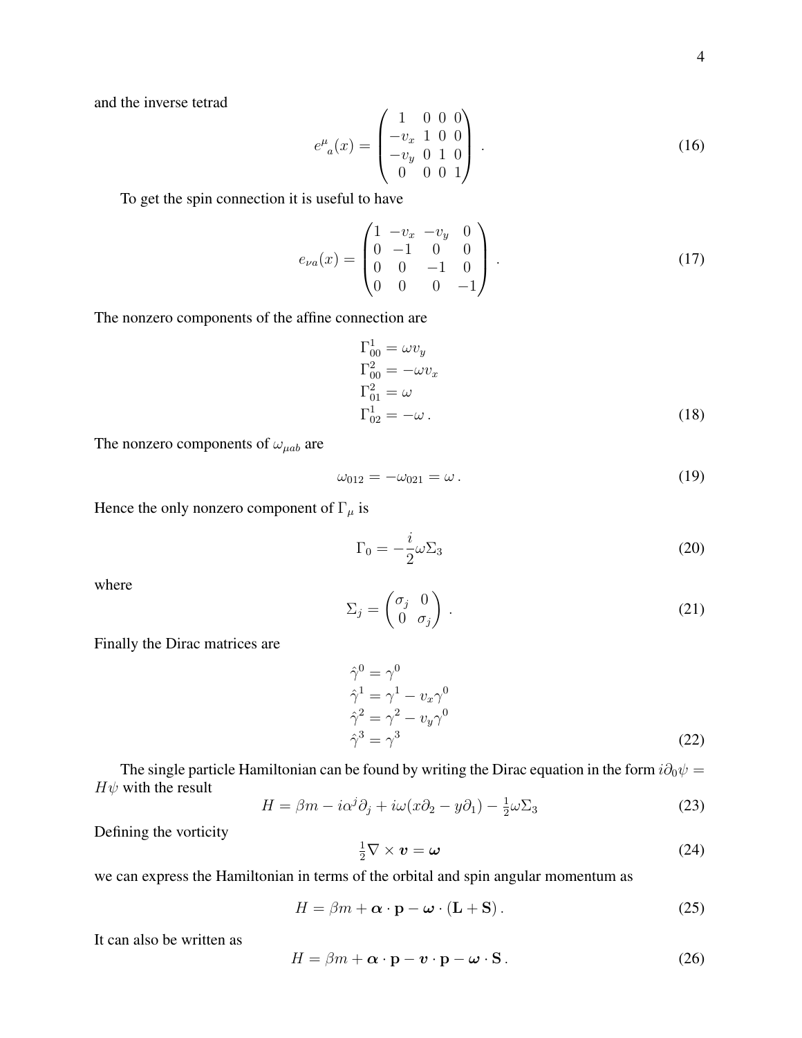and the inverse tetrad

$$
e^{\mu}{}_{a}(x) = \begin{pmatrix} 1 & 0 & 0 & 0 \\ -v_x & 1 & 0 & 0 \\ -v_y & 0 & 1 & 0 \\ 0 & 0 & 0 & 1 \end{pmatrix} . \tag{16}
$$

To get the spin connection it is useful to have

$$
e_{\nu a}(x) = \begin{pmatrix} 1 & -v_x & -v_y & 0 \\ 0 & -1 & 0 & 0 \\ 0 & 0 & -1 & 0 \\ 0 & 0 & 0 & -1 \end{pmatrix} . \tag{17}
$$

The nonzero components of the affine connection are

$$
\begin{aligned}
&\Gamma^1_{00} = \omega v_y \\
&\Gamma^2_{00} = -\omega v_x \\
&\Gamma^2_{01} = \omega \\
&\Gamma^1_{02} = -\omega \, .
\end{aligned} \tag{18}
$$

The nonzero components of $\omega_{\mu ab}$ are

$$
\omega_{012} = -\omega_{021} = \omega \, . \tag{19}
$$

Hence the only nonzero component of $\Gamma_\mu$ is

$$
\Gamma_0 = -\frac{i}{2} \omega \Sigma_3 \tag{20}
$$

where

$$
\Sigma_j = \begin{pmatrix} \sigma_j & 0 \\ 0 & \sigma_j \end{pmatrix} . \tag{21}
$$

Finally the Dirac matrices are

$$
\begin{aligned}
&\hat{\gamma}^0 = \gamma^0 \\
&\hat{\gamma}^1 = \gamma^1 - v_x \gamma^0 \\
&\hat{\gamma}^2 = \gamma^2 - v_y \gamma^0 \\
&\hat{\gamma}^3 = \gamma^3
\end{aligned} \tag{22}
$$

The single particle Hamiltonian can be found by writing the Dirac equation in the form $i\partial_0 \psi = H\psi$ with the result

$$
H = \beta m - i\alpha^j \partial_j + i\omega(x\partial_2 - y\partial_1) - \tfrac{1}{2}\omega \Sigma_3 \tag{23}
$$

Defining the vorticity

$$
\tfrac{1}{2} \nabla \times \boldsymbol{v} = \boldsymbol{\omega} \tag{24}
$$

we can express the Hamiltonian in terms of the orbital and spin angular momentum as

$$
H = \beta m + \boldsymbol{\alpha} \cdot \mathbf{p} - \boldsymbol{\omega} \cdot (\mathbf{L} + \mathbf{S}) \, . \tag{25}
$$

It can also be written as

$$
H = \beta m + \boldsymbol{\alpha} \cdot \mathbf{p} - \boldsymbol{v} \cdot \mathbf{p} - \boldsymbol{\omega} \cdot \mathbf{S} \, . \tag{26}
$$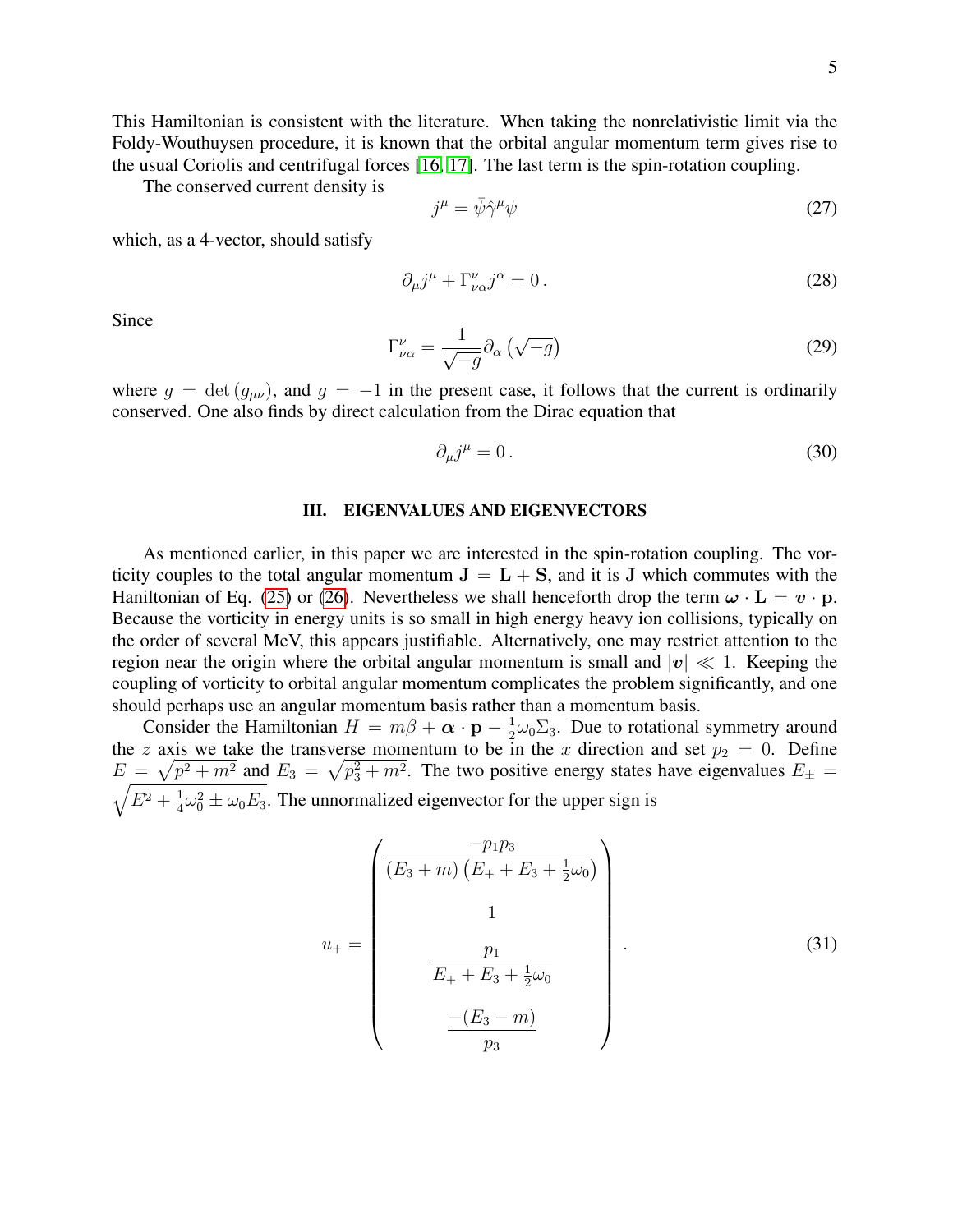This Hamiltonian is consistent with the literature. When taking the nonrelativistic limit via the Foldy-Wouthuysen procedure, it is known that the orbital angular momentum term gives rise to the usual Coriolis and centrifugal forces [16, 17]. The last term is the spin-rotation coupling.

The conserved current density is

$$j^\mu = \bar{\psi}\hat{\gamma}^\mu\psi \tag{27}$$

which, as a 4-vector, should satisfy

$$\partial_\mu j^\mu + \Gamma^\nu_{\nu\alpha} j^\alpha = 0\,. \tag{28}$$

Since

$$\Gamma^\nu_{\nu\alpha} = \frac{1}{\sqrt{-g}}\partial_\alpha\left(\sqrt{-g}\right) \tag{29}$$

where $g = \det\left(g_{\mu\nu}\right)$, and $g = -1$ in the present case, it follows that the current is ordinarily conserved. One also finds by direct calculation from the Dirac equation that

$$\partial_\mu j^\mu = 0\,. \tag{30}$$

## III. EIGENVALUES AND EIGENVECTORS

As mentioned earlier, in this paper we are interested in the spin-rotation coupling. The vorticity couples to the total angular momentum $\mathbf{J} = \mathbf{L} + \mathbf{S}$, and it is $\mathbf{J}$ which commutes with the Haniltonian of Eq. (25) or (26). Nevertheless we shall henceforth drop the term $\boldsymbol{\omega}\cdot\mathbf{L} = \boldsymbol{v}\cdot\mathbf{p}$. Because the vorticity in energy units is so small in high energy heavy ion collisions, typically on the order of several MeV, this appears justifiable. Alternatively, one may restrict attention to the region near the origin where the orbital angular momentum is small and $|\boldsymbol{v}| \ll 1$. Keeping the coupling of vorticity to orbital angular momentum complicates the problem significantly, and one should perhaps use an angular momentum basis rather than a momentum basis.

Consider the Hamiltonian $H = m\beta + \boldsymbol{\alpha}\cdot\mathbf{p} - \frac{1}{2}\omega_0\Sigma_3$. Due to rotational symmetry around the $z$ axis we take the transverse momentum to be in the $x$ direction and set $p_2 = 0$. Define $E = \sqrt{p^2 + m^2}$ and $E_3 = \sqrt{p_3^2 + m^2}$. The two positive energy states have eigenvalues $E_\pm = \sqrt{E^2 + \frac{1}{4}\omega_0^2 \pm \omega_0 E_3}$. The unnormalized eigenvector for the upper sign is

$$u_+ = \begin{pmatrix} \dfrac{-p_1 p_3}{\left(E_3 + m\right)\left(E_+ + E_3 + \frac{1}{2}\omega_0\right)} \\[2ex] 1 \\[2ex] \dfrac{p_1}{E_+ + E_3 + \frac{1}{2}\omega_0} \\[2ex] \dfrac{-(E_3 - m)}{p_3} \end{pmatrix}. \tag{31}$$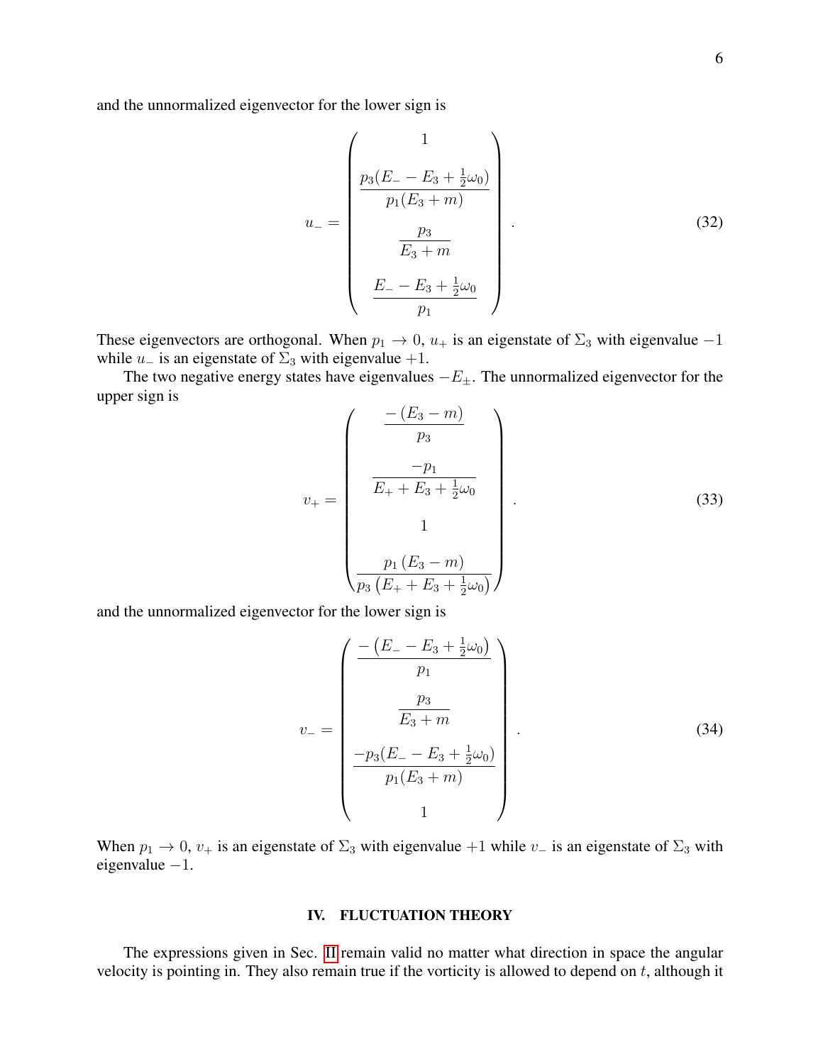and the unnormalized eigenvector for the lower sign is

$$
u_- = \begin{pmatrix} 1 \\ \dfrac{p_3(E_- - E_3 + \frac{1}{2}\omega_0)}{p_1(E_3 + m)} \\ \dfrac{p_3}{E_3 + m} \\ \dfrac{E_- - E_3 + \frac{1}{2}\omega_0}{p_1} \end{pmatrix} . \tag{32}
$$

These eigenvectors are orthogonal. When $p_1 \to 0$, $u_+$ is an eigenstate of $\Sigma_3$ with eigenvalue $-1$ while $u_-$ is an eigenstate of $\Sigma_3$ with eigenvalue $+1$.

The two negative energy states have eigenvalues $-E_\pm$. The unnormalized eigenvector for the upper sign is

$$
v_+ = \begin{pmatrix} \dfrac{-(E_3 - m)}{p_3} \\ \dfrac{-p_1}{E_+ + E_3 + \frac{1}{2}\omega_0} \\ 1 \\ \dfrac{p_1 (E_3 - m)}{p_3 \left(E_+ + E_3 + \frac{1}{2}\omega_0\right)} \end{pmatrix} . \tag{33}
$$

and the unnormalized eigenvector for the lower sign is

$$
v_- = \begin{pmatrix} \dfrac{-\left(E_- - E_3 + \frac{1}{2}\omega_0\right)}{p_1} \\ \dfrac{p_3}{E_3 + m} \\ \dfrac{-p_3(E_- - E_3 + \frac{1}{2}\omega_0)}{p_1(E_3 + m)} \\ 1 \end{pmatrix} . \tag{34}
$$

When $p_1 \to 0$, $v_+$ is an eigenstate of $\Sigma_3$ with eigenvalue $+1$ while $v_-$ is an eigenstate of $\Sigma_3$ with eigenvalue $-1$.

## IV. FLUCTUATION THEORY

The expressions given in Sec. II remain valid no matter what direction in space the angular velocity is pointing in. They also remain true if the vorticity is allowed to depend on $t$, although it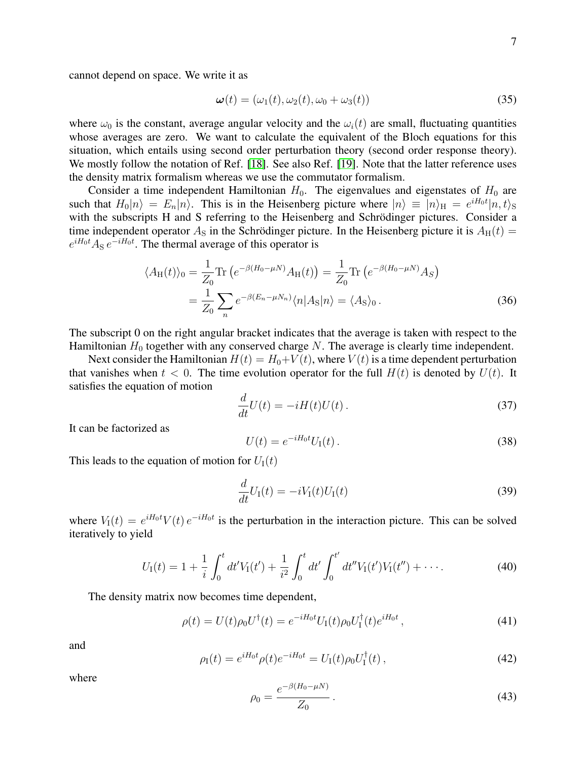cannot depend on space. We write it as

$$\boldsymbol{\omega}(t) = (\omega_1(t), \omega_2(t), \omega_0 + \omega_3(t)) \tag{35}$$

where $\omega_0$ is the constant, average angular velocity and the $\omega_i(t)$ are small, fluctuating quantities whose averages are zero. We want to calculate the equivalent of the Bloch equations for this situation, which entails using second order perturbation theory (second order response theory). We mostly follow the notation of Ref. [18]. See also Ref. [19]. Note that the latter reference uses the density matrix formalism whereas we use the commutator formalism.

Consider a time independent Hamiltonian $H_0$. The eigenvalues and eigenstates of $H_0$ are such that $H_0|n\rangle = E_n|n\rangle$. This is in the Heisenberg picture where $|n\rangle \equiv |n\rangle_{\rm H} = e^{iH_0 t}|n,t\rangle_{\rm S}$ with the subscripts H and S referring to the Heisenberg and Schrödinger pictures. Consider a time independent operator $A_{\rm S}$ in the Schrödinger picture. In the Heisenberg picture it is $A_{\rm H}(t) = e^{iH_0 t}A_{\rm S}\, e^{-iH_0 t}$. The thermal average of this operator is

$$\begin{aligned}
\langle A_{\rm H}(t)\rangle_0 &= \frac{1}{Z_0}{\rm Tr}\left(e^{-\beta(H_0-\mu N)}A_{\rm H}(t)\right) = \frac{1}{Z_0}{\rm Tr}\left(e^{-\beta(H_0-\mu N)}A_S\right) \\
&= \frac{1}{Z_0}\sum_n e^{-\beta(E_n-\mu N_n)}\langle n|A_{\rm S}|n\rangle = \langle A_{\rm S}\rangle_0 \,.
\end{aligned} \tag{36}$$

The subscript 0 on the right angular bracket indicates that the average is taken with respect to the Hamiltonian $H_0$ together with any conserved charge $N$. The average is clearly time independent.

Next consider the Hamiltonian $H(t) = H_0 + V(t)$, where $V(t)$ is a time dependent perturbation that vanishes when $t < 0$. The time evolution operator for the full $H(t)$ is denoted by $U(t)$. It satisfies the equation of motion

$$\frac{d}{dt}U(t) = -iH(t)U(t)\,. \tag{37}$$

It can be factorized as

$$U(t) = e^{-iH_0 t}U_{\rm I}(t)\,. \tag{38}$$

This leads to the equation of motion for $U_{\rm I}(t)$

$$\frac{d}{dt}U_{\rm I}(t) = -iV_{\rm I}(t)U_{\rm I}(t) \tag{39}$$

where $V_{\rm I}(t) = e^{iH_0 t}V(t)\,e^{-iH_0 t}$ is the perturbation in the interaction picture. This can be solved iteratively to yield

$$U_{\rm I}(t) = 1 + \frac{1}{i}\int_0^t dt' V_{\rm I}(t') + \frac{1}{i^2}\int_0^t dt' \int_0^{t'} dt'' V_{\rm I}(t')V_{\rm I}(t'') + \cdots\,. \tag{40}$$

The density matrix now becomes time dependent,

$$\rho(t) = U(t)\rho_0 U^\dagger(t) = e^{-iH_0 t}U_{\rm I}(t)\rho_0 U_{\rm I}^\dagger(t)e^{iH_0 t}\,, \tag{41}$$

and

$$\rho_{\rm I}(t) = e^{iH_0 t}\rho(t)e^{-iH_0 t} = U_{\rm I}(t)\rho_0 U_{\rm I}^\dagger(t)\,, \tag{42}$$

where

$$\rho_0 = \frac{e^{-\beta(H_0-\mu N)}}{Z_0}\,. \tag{43}$$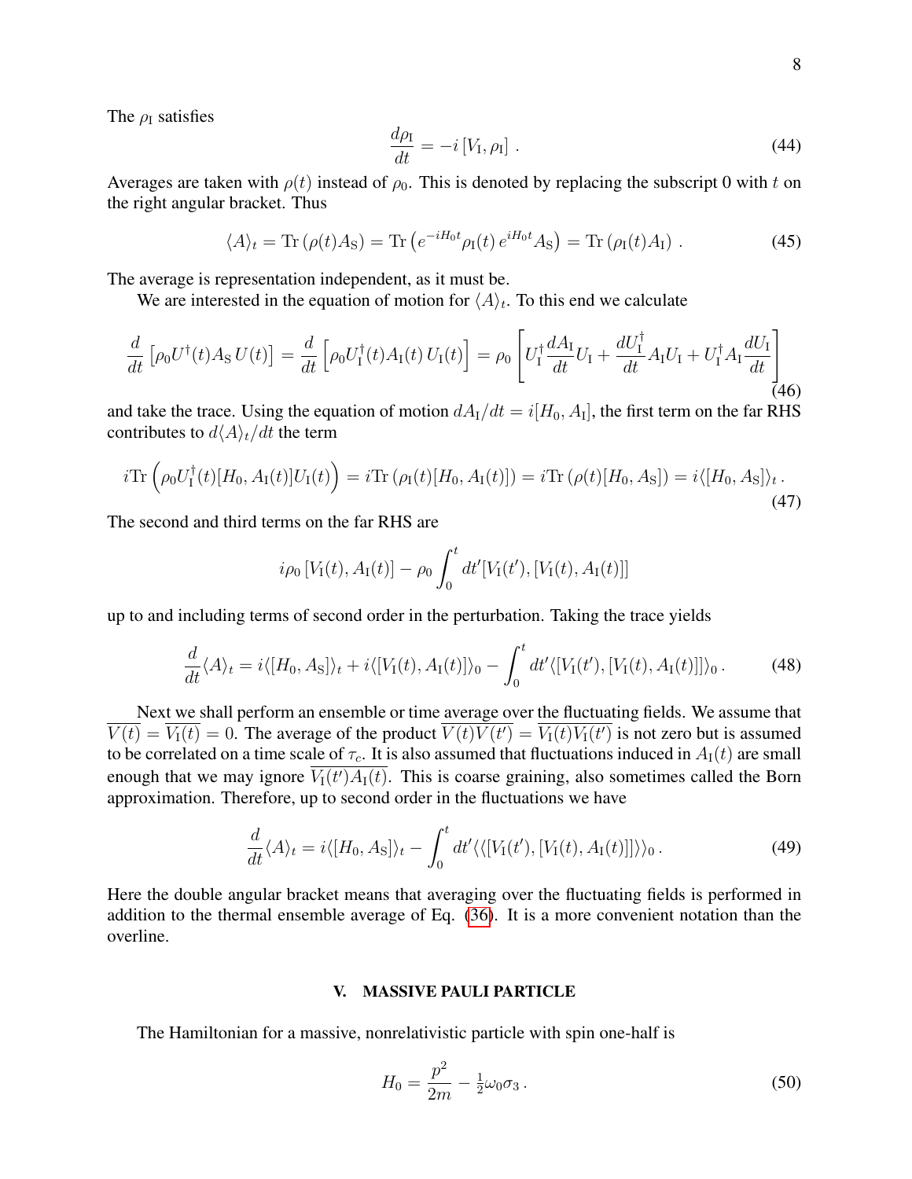The $\rho_{\rm I}$ satisfies

$$\frac{d\rho_{\rm I}}{dt} = -i\,[V_{\rm I}, \rho_{\rm I}]\,. \tag{44}$$

Averages are taken with $\rho(t)$ instead of $\rho_0$. This is denoted by replacing the subscript 0 with $t$ on the right angular bracket. Thus

$$\langle A \rangle_t = {\rm Tr}\left(\rho(t) A_{\rm S}\right) = {\rm Tr}\left(e^{-iH_0 t}\rho_{\rm I}(t)\, e^{iH_0 t} A_{\rm S}\right) = {\rm Tr}\left(\rho_{\rm I}(t) A_{\rm I}\right)\,. \tag{45}$$

The average is representation independent, as it must be.

We are interested in the equation of motion for $\langle A \rangle_t$. To this end we calculate

$$\frac{d}{dt}\left[\rho_0 U^\dagger(t) A_{\rm S}\, U(t)\right] = \frac{d}{dt}\left[\rho_0 U_{\rm I}^\dagger(t) A_{\rm I}(t)\, U_{\rm I}(t)\right] = \rho_0\left[U_{\rm I}^\dagger \frac{dA_{\rm I}}{dt} U_{\rm I} + \frac{dU_{\rm I}^\dagger}{dt} A_{\rm I} U_{\rm I} + U_{\rm I}^\dagger A_{\rm I} \frac{dU_{\rm I}}{dt}\right] \tag{46}$$

and take the trace. Using the equation of motion $dA_{\rm I}/dt = i[H_0, A_{\rm I}]$, the first term on the far RHS contributes to $d\langle A \rangle_t/dt$ the term

$$i{\rm Tr}\left(\rho_0 U_{\rm I}^\dagger(t)[H_0, A_{\rm I}(t)] U_{\rm I}(t)\right) = i{\rm Tr}\left(\rho_{\rm I}(t)[H_0, A_{\rm I}(t)]\right) = i{\rm Tr}\left(\rho(t)[H_0, A_{\rm S}]\right) = i\langle [H_0, A_{\rm S}]\rangle_t\,. \tag{47}$$

The second and third terms on the far RHS are

$$i\rho_0\,[V_{\rm I}(t), A_{\rm I}(t)] - \rho_0 \int_0^t dt' [V_{\rm I}(t'), [V_{\rm I}(t), A_{\rm I}(t)]]$$

up to and including terms of second order in the perturbation. Taking the trace yields

$$\frac{d}{dt}\langle A \rangle_t = i\langle [H_0, A_{\rm S}]\rangle_t + i\langle [V_{\rm I}(t), A_{\rm I}(t)]\rangle_0 - \int_0^t dt' \langle [V_{\rm I}(t'), [V_{\rm I}(t), A_{\rm I}(t)]]\rangle_0\,. \tag{48}$$

Next we shall perform an ensemble or time average over the fluctuating fields. We assume that $\overline{V(t)} = \overline{V_{\rm I}(t)} = 0$. The average of the product $\overline{V(t)V(t')} = \overline{V_{\rm I}(t)V_{\rm I}(t')}$ is not zero but is assumed to be correlated on a time scale of $\tau_c$. It is also assumed that fluctuations induced in $A_{\rm I}(t)$ are small enough that we may ignore $\overline{V_{\rm I}(t')A_{\rm I}(t)}$. This is coarse graining, also sometimes called the Born approximation. Therefore, up to second order in the fluctuations we have

$$\frac{d}{dt}\langle A \rangle_t = i\langle [H_0, A_{\rm S}]\rangle_t - \int_0^t dt' \langle\langle [V_{\rm I}(t'), [V_{\rm I}(t), A_{\rm I}(t)]]\rangle\rangle_0\,. \tag{49}$$

Here the double angular bracket means that averaging over the fluctuating fields is performed in addition to the thermal ensemble average of Eq. (36). It is a more convenient notation than the overline.

## V. MASSIVE PAULI PARTICLE

The Hamiltonian for a massive, nonrelativistic particle with spin one-half is

$$H_0 = \frac{p^2}{2m} - \tfrac{1}{2}\omega_0 \sigma_3\,. \tag{50}$$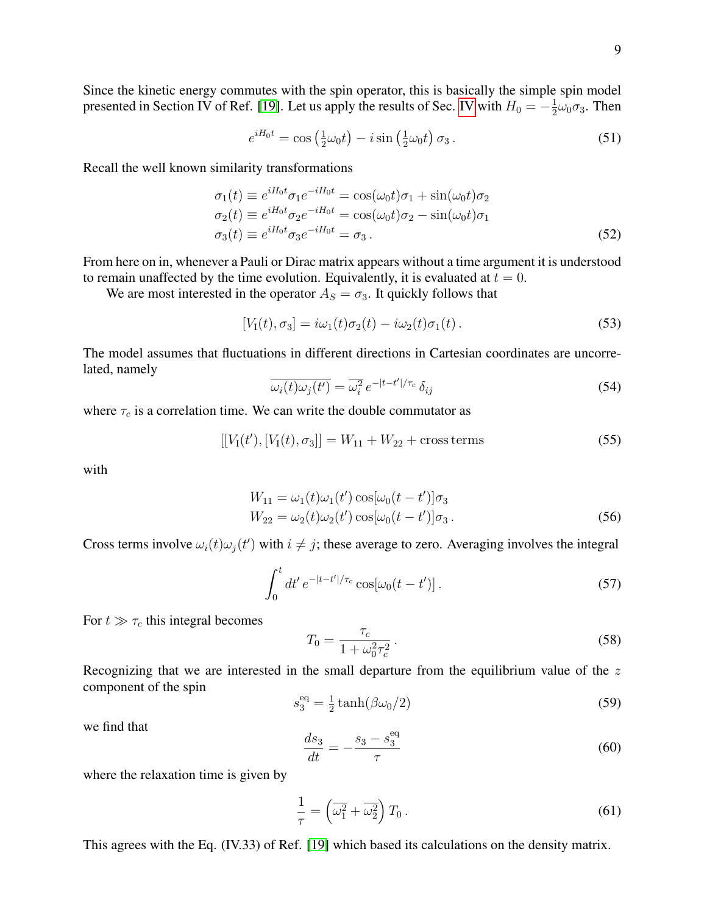Since the kinetic energy commutes with the spin operator, this is basically the simple spin model presented in Section IV of Ref. [19]. Let us apply the results of Sec. IV with $H_0 = -\frac{1}{2}\omega_0\sigma_3$. Then

$$e^{iH_0 t} = \cos\left(\tfrac{1}{2}\omega_0 t\right) - i\sin\left(\tfrac{1}{2}\omega_0 t\right)\sigma_3\,. \tag{51}$$

Recall the well known similarity transformations

$$\begin{aligned}
\sigma_1(t) &\equiv e^{iH_0 t}\sigma_1 e^{-iH_0 t} = \cos(\omega_0 t)\sigma_1 + \sin(\omega_0 t)\sigma_2 \\
\sigma_2(t) &\equiv e^{iH_0 t}\sigma_2 e^{-iH_0 t} = \cos(\omega_0 t)\sigma_2 - \sin(\omega_0 t)\sigma_1 \\
\sigma_3(t) &\equiv e^{iH_0 t}\sigma_3 e^{-iH_0 t} = \sigma_3\,.
\end{aligned} \tag{52}$$

From here on in, whenever a Pauli or Dirac matrix appears without a time argument it is understood to remain unaffected by the time evolution. Equivalently, it is evaluated at $t = 0$.

We are most interested in the operator $A_S = \sigma_3$. It quickly follows that

$$[V_{\rm I}(t), \sigma_3] = i\omega_1(t)\sigma_2(t) - i\omega_2(t)\sigma_1(t)\,. \tag{53}$$

The model assumes that fluctuations in different directions in Cartesian coordinates are uncorrelated, namely

$$\overline{\omega_i(t)\omega_j(t')} = \overline{\omega_i^2}\, e^{-|t-t'|/\tau_c}\,\delta_{ij} \tag{54}$$

where $\tau_c$ is a correlation time. We can write the double commutator as

$$[[V_{\rm I}(t'), [V_{\rm I}(t), \sigma_3]] = W_{11} + W_{22} + \text{cross terms} \tag{55}$$

with

$$\begin{aligned}
W_{11} &= \omega_1(t)\omega_1(t')\cos[\omega_0(t-t')]\sigma_3 \\
W_{22} &= \omega_2(t)\omega_2(t')\cos[\omega_0(t-t')]\sigma_3\,.
\end{aligned} \tag{56}$$

Cross terms involve $\omega_i(t)\omega_j(t')$ with $i \neq j$; these average to zero. Averaging involves the integral

$$\int_0^t dt'\, e^{-|t-t'|/\tau_c}\cos[\omega_0(t-t')]\,. \tag{57}$$

For $t \gg \tau_c$ this integral becomes

$$T_0 = \frac{\tau_c}{1+\omega_0^2\tau_c^2}\,. \tag{58}$$

Recognizing that we are interested in the small departure from the equilibrium value of the $z$ component of the spin

$$s_3^{\rm eq} = \tfrac{1}{2}\tanh(\beta\omega_0/2) \tag{59}$$

we find that

$$\frac{ds_3}{dt} = -\frac{s_3 - s_3^{\rm eq}}{\tau} \tag{60}$$

where the relaxation time is given by

$$\frac{1}{\tau} = \left(\overline{\omega_1^2} + \overline{\omega_2^2}\right) T_0\,. \tag{61}$$

This agrees with the Eq. (IV.33) of Ref. [19] which based its calculations on the density matrix.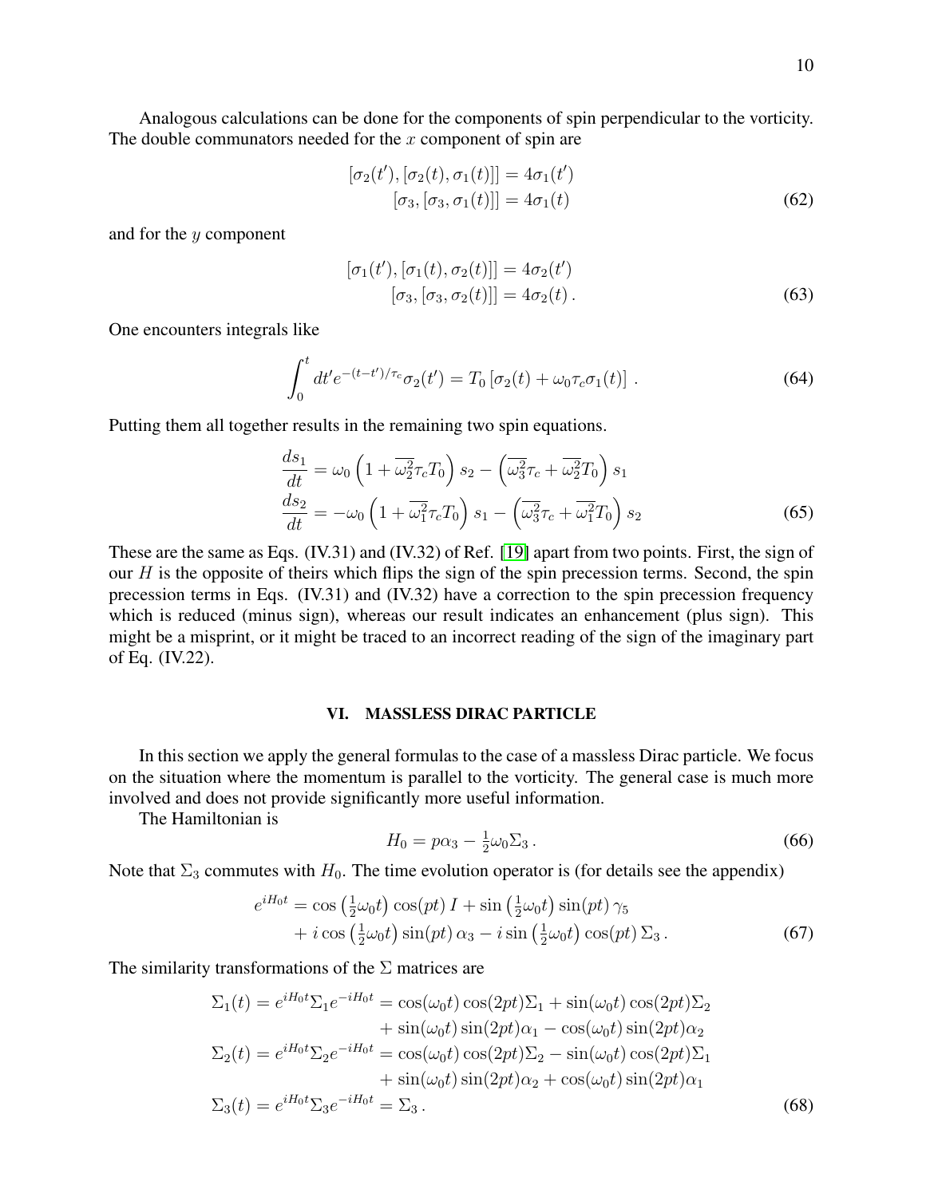Analogous calculations can be done for the components of spin perpendicular to the vorticity. The double communators needed for the $x$ component of spin are

$$
\begin{aligned}
[\sigma_2(t'), [\sigma_2(t), \sigma_1(t)]] &= 4\sigma_1(t') \\
[\sigma_3, [\sigma_3, \sigma_1(t)]] &= 4\sigma_1(t)
\end{aligned}
\tag{62}
$$

and for the $y$ component

$$
\begin{aligned}
[\sigma_1(t'), [\sigma_1(t), \sigma_2(t)]] &= 4\sigma_2(t') \\
[\sigma_3, [\sigma_3, \sigma_2(t)]] &= 4\sigma_2(t)\,.
\end{aligned}
\tag{63}
$$

One encounters integrals like

$$
\int_0^t dt' e^{-(t-t')/\tau_c} \sigma_2(t') = T_0 \left[ \sigma_2(t) + \omega_0 \tau_c \sigma_1(t) \right] \,. \tag{64}
$$

Putting them all together results in the remaining two spin equations.

$$
\begin{aligned}
\frac{ds_1}{dt} &= \omega_0 \left( 1 + \overline{\omega_2^2} \tau_c T_0 \right) s_2 - \left( \overline{\omega_3^2} \tau_c + \overline{\omega_2^2} T_0 \right) s_1 \\
\frac{ds_2}{dt} &= -\omega_0 \left( 1 + \overline{\omega_1^2} \tau_c T_0 \right) s_1 - \left( \overline{\omega_3^2} \tau_c + \overline{\omega_1^2} T_0 \right) s_2
\end{aligned}
\tag{65}
$$

These are the same as Eqs. (IV.31) and (IV.32) of Ref. [19] apart from two points. First, the sign of our $H$ is the opposite of theirs which flips the sign of the spin precession terms. Second, the spin precession terms in Eqs. (IV.31) and (IV.32) have a correction to the spin precession frequency which is reduced (minus sign), whereas our result indicates an enhancement (plus sign). This might be a misprint, or it might be traced to an incorrect reading of the sign of the imaginary part of Eq. (IV.22).

## VI. MASSLESS DIRAC PARTICLE

In this section we apply the general formulas to the case of a massless Dirac particle. We focus on the situation where the momentum is parallel to the vorticity. The general case is much more involved and does not provide significantly more useful information.

The Hamiltonian is

$$
H_0 = p\alpha_3 - \tfrac{1}{2}\omega_0 \Sigma_3 \,. \tag{66}
$$

Note that $\Sigma_3$ commutes with $H_0$. The time evolution operator is (for details see the appendix)

$$
\begin{aligned}
e^{iH_0 t} = &\cos\left(\tfrac{1}{2}\omega_0 t\right) \cos(pt)\, I + \sin\left(\tfrac{1}{2}\omega_0 t\right) \sin(pt)\, \gamma_5 \\
&+ i \cos\left(\tfrac{1}{2}\omega_0 t\right) \sin(pt)\, \alpha_3 - i \sin\left(\tfrac{1}{2}\omega_0 t\right) \cos(pt)\, \Sigma_3 \,.
\end{aligned}
\tag{67}
$$

The similarity transformations of the $\Sigma$ matrices are

$$
\begin{aligned}
\Sigma_1(t) = e^{iH_0 t} \Sigma_1 e^{-iH_0 t} &= \cos(\omega_0 t) \cos(2pt) \Sigma_1 + \sin(\omega_0 t) \cos(2pt) \Sigma_2 \\
&\quad + \sin(\omega_0 t) \sin(2pt) \alpha_1 - \cos(\omega_0 t) \sin(2pt) \alpha_2 \\
\Sigma_2(t) = e^{iH_0 t} \Sigma_2 e^{-iH_0 t} &= \cos(\omega_0 t) \cos(2pt) \Sigma_2 - \sin(\omega_0 t) \cos(2pt) \Sigma_1 \\
&\quad + \sin(\omega_0 t) \sin(2pt) \alpha_2 + \cos(\omega_0 t) \sin(2pt) \alpha_1 \\
\Sigma_3(t) = e^{iH_0 t} \Sigma_3 e^{-iH_0 t} &= \Sigma_3 \,.
\end{aligned}
\tag{68}
$$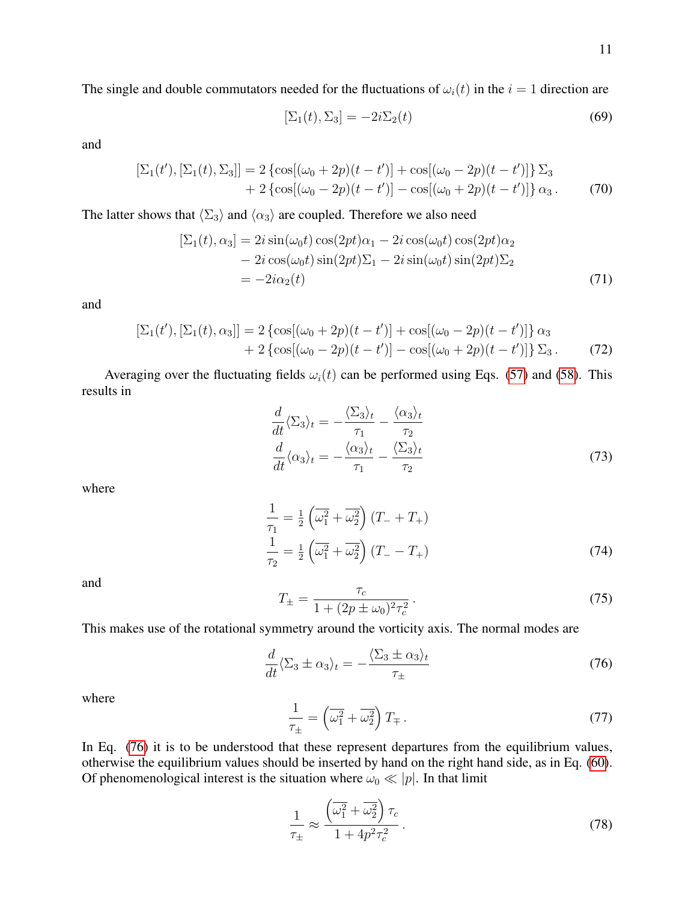The single and double commutators needed for the fluctuations of $\omega_i(t)$ in the $i = 1$ direction are

$$[\Sigma_1(t), \Sigma_3] = -2i\Sigma_2(t) \tag{69}$$

and

$$\begin{aligned}[\Sigma_1(t'), [\Sigma_1(t), \Sigma_3]] &= 2\left\{\cos[(\omega_0 + 2p)(t - t')] + \cos[(\omega_0 - 2p)(t - t')]\right\}\Sigma_3 \\ &\quad + 2\left\{\cos[(\omega_0 - 2p)(t - t')] - \cos[(\omega_0 + 2p)(t - t')]\right\}\alpha_3 \,.\end{aligned} \tag{70}$$

The latter shows that $\langle\Sigma_3\rangle$ and $\langle\alpha_3\rangle$ are coupled. Therefore we also need

$$\begin{aligned}[\Sigma_1(t), \alpha_3] &= 2i\sin(\omega_0 t)\cos(2pt)\alpha_1 - 2i\cos(\omega_0 t)\cos(2pt)\alpha_2 \\ &\quad - 2i\cos(\omega_0 t)\sin(2pt)\Sigma_1 - 2i\sin(\omega_0 t)\sin(2pt)\Sigma_2 \\ &= -2i\alpha_2(t)\end{aligned} \tag{71}$$

and

$$\begin{aligned}[\Sigma_1(t'), [\Sigma_1(t), \alpha_3]] &= 2\left\{\cos[(\omega_0 + 2p)(t - t')] + \cos[(\omega_0 - 2p)(t - t')]\right\}\alpha_3 \\ &\quad + 2\left\{\cos[(\omega_0 - 2p)(t - t')] - \cos[(\omega_0 + 2p)(t - t')]\right\}\Sigma_3 \,.\end{aligned} \tag{72}$$

Averaging over the fluctuating fields $\omega_i(t)$ can be performed using Eqs. (57) and (58). This results in

$$\begin{aligned}\frac{d}{dt}\langle\Sigma_3\rangle_t &= -\frac{\langle\Sigma_3\rangle_t}{\tau_1} - \frac{\langle\alpha_3\rangle_t}{\tau_2} \\ \frac{d}{dt}\langle\alpha_3\rangle_t &= -\frac{\langle\alpha_3\rangle_t}{\tau_1} - \frac{\langle\Sigma_3\rangle_t}{\tau_2}\end{aligned} \tag{73}$$

where

$$\begin{aligned}\frac{1}{\tau_1} &= \tfrac{1}{2}\left(\overline{\omega_1^2} + \overline{\omega_2^2}\right)(T_- + T_+) \\ \frac{1}{\tau_2} &= \tfrac{1}{2}\left(\overline{\omega_1^2} + \overline{\omega_2^2}\right)(T_- - T_+)\end{aligned} \tag{74}$$

and

$$T_\pm = \frac{\tau_c}{1 + (2p \pm \omega_0)^2\tau_c^2} \,. \tag{75}$$

This makes use of the rotational symmetry around the vorticity axis. The normal modes are

$$\frac{d}{dt}\langle\Sigma_3 \pm \alpha_3\rangle_t = -\frac{\langle\Sigma_3 \pm \alpha_3\rangle_t}{\tau_\pm} \tag{76}$$

where

$$\frac{1}{\tau_\pm} = \left(\overline{\omega_1^2} + \overline{\omega_2^2}\right)T_\mp \,. \tag{77}$$

In Eq. (76) it is to be understood that these represent departures from the equilibrium values, otherwise the equilibrium values should be inserted by hand on the right hand side, as in Eq. (60). Of phenomenological interest is the situation where $\omega_0 \ll |p|$. In that limit

$$\frac{1}{\tau_\pm} \approx \frac{\left(\overline{\omega_1^2} + \overline{\omega_2^2}\right)\tau_c}{1 + 4p^2\tau_c^2} \,. \tag{78}$$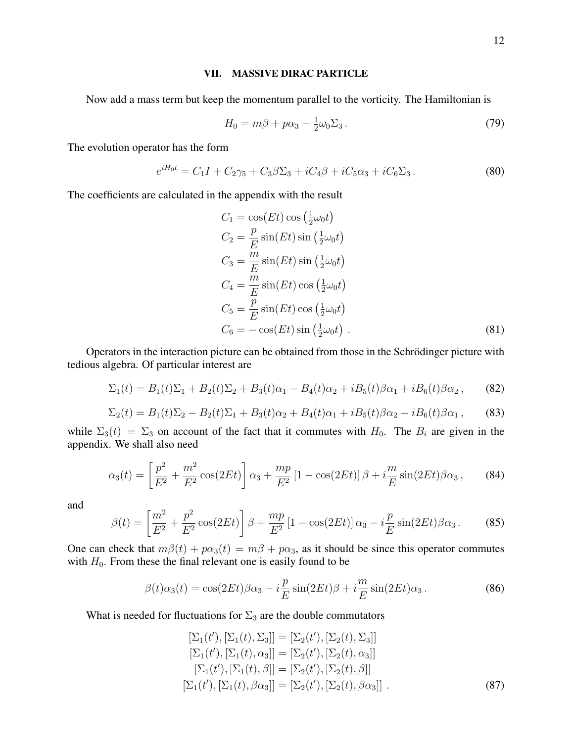## VII. MASSIVE DIRAC PARTICLE

Now add a mass term but keep the momentum parallel to the vorticity. The Hamiltonian is

$$H_0 = m\beta + p\alpha_3 - \tfrac{1}{2}\omega_0 \Sigma_3 \,. \tag{79}$$

The evolution operator has the form

$$e^{iH_0 t} = C_1 I + C_2 \gamma_5 + C_3 \beta \Sigma_3 + iC_4 \beta + iC_5 \alpha_3 + iC_6 \Sigma_3 \,. \tag{80}$$

The coefficients are calculated in the appendix with the result

$$\begin{aligned}
C_1 &= \cos(Et)\cos\left(\tfrac{1}{2}\omega_0 t\right) \\
C_2 &= \frac{p}{E}\sin(Et)\sin\left(\tfrac{1}{2}\omega_0 t\right) \\
C_3 &= \frac{m}{E}\sin(Et)\sin\left(\tfrac{1}{2}\omega_0 t\right) \\
C_4 &= \frac{m}{E}\sin(Et)\cos\left(\tfrac{1}{2}\omega_0 t\right) \\
C_5 &= \frac{p}{E}\sin(Et)\cos\left(\tfrac{1}{2}\omega_0 t\right) \\
C_6 &= -\cos(Et)\sin\left(\tfrac{1}{2}\omega_0 t\right) \,.
\end{aligned} \tag{81}$$

Operators in the interaction picture can be obtained from those in the Schrödinger picture with tedious algebra. Of particular interest are

$$\Sigma_1(t) = B_1(t)\Sigma_1 + B_2(t)\Sigma_2 + B_3(t)\alpha_1 - B_4(t)\alpha_2 + iB_5(t)\beta\alpha_1 + iB_6(t)\beta\alpha_2 \,, \tag{82}$$

$$\Sigma_2(t) = B_1(t)\Sigma_2 - B_2(t)\Sigma_1 + B_3(t)\alpha_2 + B_4(t)\alpha_1 + iB_5(t)\beta\alpha_2 - iB_6(t)\beta\alpha_1 \,, \tag{83}$$

while $\Sigma_3(t) = \Sigma_3$ on account of the fact that it commutes with $H_0$. The $B_i$ are given in the appendix. We shall also need

$$\alpha_3(t) = \left[\frac{p^2}{E^2} + \frac{m^2}{E^2}\cos(2Et)\right]\alpha_3 + \frac{mp}{E^2}\left[1 - \cos(2Et)\right]\beta + i\frac{m}{E}\sin(2Et)\beta\alpha_3 \,, \tag{84}$$

and

$$\beta(t) = \left[\frac{m^2}{E^2} + \frac{p^2}{E^2}\cos(2Et)\right]\beta + \frac{mp}{E^2}\left[1 - \cos(2Et)\right]\alpha_3 - i\frac{p}{E}\sin(2Et)\beta\alpha_3 \,. \tag{85}$$

One can check that $m\beta(t) + p\alpha_3(t) = m\beta + p\alpha_3$, as it should be since this operator commutes with $H_0$. From these the final relevant one is easily found to be

$$\beta(t)\alpha_3(t) = \cos(2Et)\beta\alpha_3 - i\frac{p}{E}\sin(2Et)\beta + i\frac{m}{E}\sin(2Et)\alpha_3 \,. \tag{86}$$

What is needed for fluctuations for $\Sigma_3$ are the double commutators

$$\begin{aligned}
[\Sigma_1(t'), [\Sigma_1(t), \Sigma_3]] &= [\Sigma_2(t'), [\Sigma_2(t), \Sigma_3]] \\
[\Sigma_1(t'), [\Sigma_1(t), \alpha_3]] &= [\Sigma_2(t'), [\Sigma_2(t), \alpha_3]] \\
[\Sigma_1(t'), [\Sigma_1(t), \beta]] &= [\Sigma_2(t'), [\Sigma_2(t), \beta]] \\
[\Sigma_1(t'), [\Sigma_1(t), \beta\alpha_3]] &= [\Sigma_2(t'), [\Sigma_2(t), \beta\alpha_3]] \,.
\end{aligned} \tag{87}$$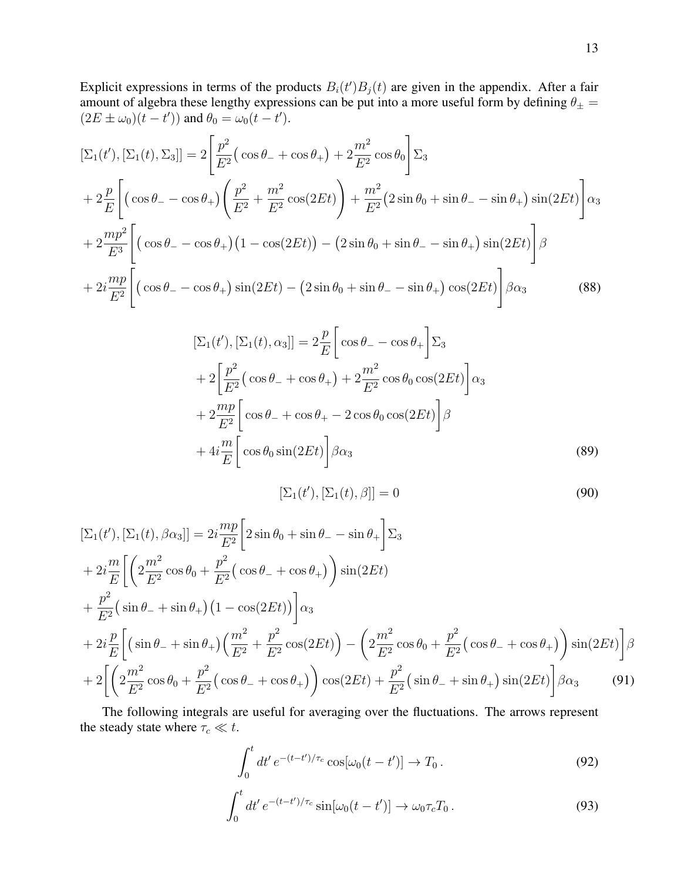Explicit expressions in terms of the products $B_i(t')B_j(t)$ are given in the appendix. After a fair amount of algebra these lengthy expressions can be put into a more useful form by defining $\theta_\pm = (2E \pm \omega_0)(t-t'))$ and $\theta_0 = \omega_0(t-t')$.

$$
\begin{aligned}
[\Sigma_1(t'), [\Sigma_1(t), \Sigma_3]] &= 2\left[\frac{p^2}{E^2}\big(\cos\theta_- + \cos\theta_+\big) + 2\frac{m^2}{E^2}\cos\theta_0\right]\Sigma_3 \\
&+ 2\frac{p}{E}\left[\big(\cos\theta_- - \cos\theta_+\big)\left(\frac{p^2}{E^2} + \frac{m^2}{E^2}\cos(2Et)\right) + \frac{m^2}{E^2}\big(2\sin\theta_0 + \sin\theta_- - \sin\theta_+\big)\sin(2Et)\right]\alpha_3 \\
&+ 2\frac{mp^2}{E^3}\left[\big(\cos\theta_- - \cos\theta_+\big)\big(1-\cos(2Et)\big) - \big(2\sin\theta_0 + \sin\theta_- - \sin\theta_+\big)\sin(2Et)\right]\beta \\
&+ 2i\frac{mp}{E^2}\left[\big(\cos\theta_- - \cos\theta_+\big)\sin(2Et) - \big(2\sin\theta_0 + \sin\theta_- - \sin\theta_+\big)\cos(2Et)\right]\beta\alpha_3
\end{aligned}
\tag{88}
$$

$$
\begin{aligned}
[\Sigma_1(t'), [\Sigma_1(t), \alpha_3]] &= 2\frac{p}{E}\left[\cos\theta_- - \cos\theta_+\right]\Sigma_3 \\
&+ 2\left[\frac{p^2}{E^2}\big(\cos\theta_- + \cos\theta_+\big) + 2\frac{m^2}{E^2}\cos\theta_0\cos(2Et)\right]\alpha_3 \\
&+ 2\frac{mp}{E^2}\left[\cos\theta_- + \cos\theta_+ - 2\cos\theta_0\cos(2Et)\right]\beta \\
&+ 4i\frac{m}{E}\left[\cos\theta_0\sin(2Et)\right]\beta\alpha_3
\end{aligned}
\tag{89}
$$

$$
[\Sigma_1(t'), [\Sigma_1(t), \beta]] = 0 \tag{90}
$$

$$
\begin{aligned}
[\Sigma_1(t'), [\Sigma_1(t), \beta\alpha_3]] &= 2i\frac{mp}{E^2}\left[2\sin\theta_0 + \sin\theta_- - \sin\theta_+\right]\Sigma_3 \\
&+ 2i\frac{m}{E}\Bigg[\left(2\frac{m^2}{E^2}\cos\theta_0 + \frac{p^2}{E^2}\big(\cos\theta_- + \cos\theta_+\big)\right)\sin(2Et) \\
&+ \frac{p^2}{E^2}\big(\sin\theta_- + \sin\theta_+\big)\big(1-\cos(2Et)\big)\Bigg]\alpha_3 \\
&+ 2i\frac{p}{E}\left[\big(\sin\theta_- + \sin\theta_+\big)\left(\frac{m^2}{E^2} + \frac{p^2}{E^2}\cos(2Et)\right) - \left(2\frac{m^2}{E^2}\cos\theta_0 + \frac{p^2}{E^2}\big(\cos\theta_- + \cos\theta_+\big)\right)\sin(2Et)\right]\beta \\
&+ 2\left[\left(2\frac{m^2}{E^2}\cos\theta_0 + \frac{p^2}{E^2}\big(\cos\theta_- + \cos\theta_+\big)\right)\cos(2Et) + \frac{p^2}{E^2}\big(\sin\theta_- + \sin\theta_+\big)\sin(2Et)\right]\beta\alpha_3
\end{aligned}
\tag{91}
$$

The following integrals are useful for averaging over the fluctuations. The arrows represent the steady state where $\tau_c \ll t$.

$$
\int_0^t dt'\, e^{-(t-t')/\tau_c}\cos[\omega_0(t-t')] \to T_0\,. \tag{92}
$$

$$
\int_0^t dt'\, e^{-(t-t')/\tau_c}\sin[\omega_0(t-t')] \to \omega_0\tau_c T_0\,. \tag{93}
$$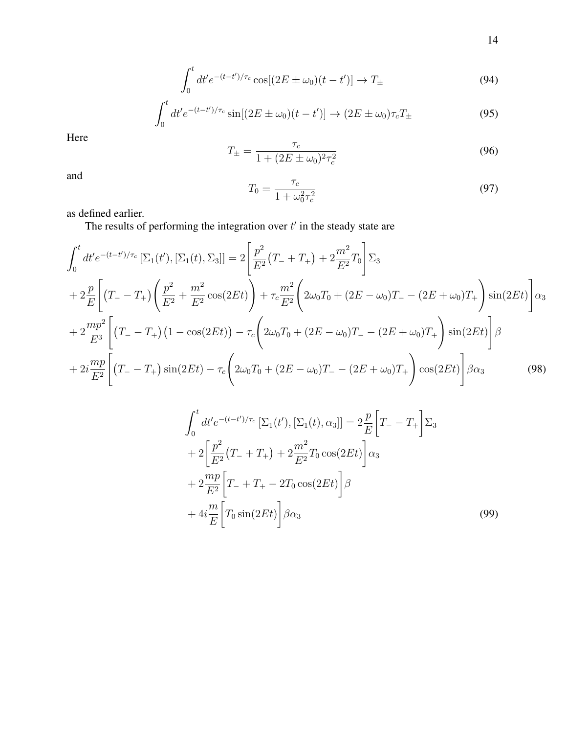$$\int_0^t dt' e^{-(t-t')/\tau_c} \cos[(2E \pm \omega_0)(t-t')] \rightarrow T_\pm \tag{94}$$

$$\int_0^t dt' e^{-(t-t')/\tau_c} \sin[(2E \pm \omega_0)(t-t')] \rightarrow (2E \pm \omega_0)\tau_c T_\pm \tag{95}$$

Here

$$T_\pm = \frac{\tau_c}{1 + (2E \pm \omega_0)^2 \tau_c^2} \tag{96}$$

and

$$T_0 = \frac{\tau_c}{1 + \omega_0^2 \tau_c^2} \tag{97}$$

as defined earlier.

The results of performing the integration over $t'$ in the steady state are

$$\begin{aligned}
&\int_0^t dt' e^{-(t-t')/\tau_c} \left[\Sigma_1(t'), [\Sigma_1(t), \Sigma_3]\right] = 2\left[\frac{p^2}{E^2}\big(T_- + T_+\big) + 2\frac{m^2}{E^2} T_0\right]\Sigma_3 \\
&+ 2\frac{p}{E}\left[\big(T_- - T_+\big)\left(\frac{p^2}{E^2} + \frac{m^2}{E^2}\cos(2Et)\right) + \tau_c \frac{m^2}{E^2}\left(2\omega_0 T_0 + (2E - \omega_0)T_- - (2E + \omega_0)T_+\right)\sin(2Et)\right]\alpha_3 \\
&+ 2\frac{mp^2}{E^3}\left[\big(T_- - T_+\big)\big(1 - \cos(2Et)\big) - \tau_c\left(2\omega_0 T_0 + (2E - \omega_0)T_- - (2E + \omega_0)T_+\right)\sin(2Et)\right]\beta \\
&+ 2i\frac{mp}{E^2}\left[\big(T_- - T_+\big)\sin(2Et) - \tau_c\left(2\omega_0 T_0 + (2E - \omega_0)T_- - (2E + \omega_0)T_+\right)\cos(2Et)\right]\beta\alpha_3
\end{aligned} \tag{98}$$

$$\begin{aligned}
&\int_0^t dt' e^{-(t-t')/\tau_c} \left[\Sigma_1(t'), [\Sigma_1(t), \alpha_3]\right] = 2\frac{p}{E}\left[T_- - T_+\right]\Sigma_3 \\
&+ 2\left[\frac{p^2}{E^2}\big(T_- + T_+\big) + 2\frac{m^2}{E^2} T_0 \cos(2Et)\right]\alpha_3 \\
&+ 2\frac{mp}{E^2}\left[T_- + T_+ - 2T_0\cos(2Et)\right]\beta \\
&+ 4i\frac{m}{E}\left[T_0 \sin(2Et)\right]\beta\alpha_3
\end{aligned} \tag{99}$$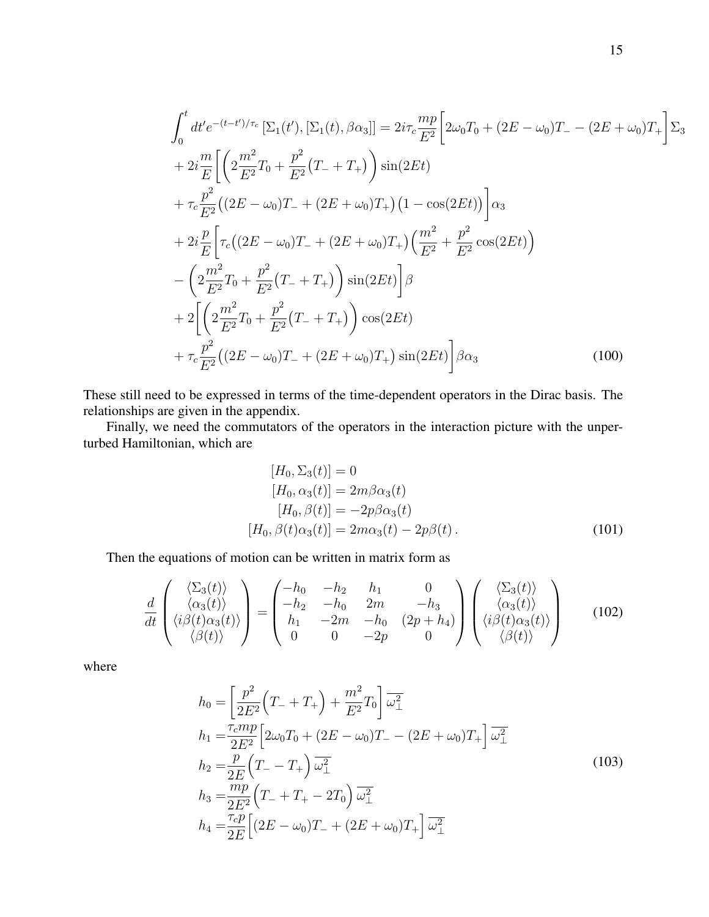$$
\begin{aligned}
&\int_0^t dt' e^{-(t-t')/\tau_c}\left[\Sigma_1(t'),[\Sigma_1(t),\beta\alpha_3]\right] = 2i\tau_c\frac{mp}{E^2}\Big[2\omega_0 T_0 + (2E-\omega_0)T_- - (2E+\omega_0)T_+\Big]\Sigma_3 \\
&+ 2i\frac{m}{E}\Bigg[\bigg(2\frac{m^2}{E^2}T_0 + \frac{p^2}{E^2}\big(T_- + T_+\big)\bigg)\sin(2Et) \\
&+ \tau_c\frac{p^2}{E^2}\big((2E-\omega_0)T_- + (2E+\omega_0)T_+\big)\big(1-\cos(2Et)\big)\Bigg]\alpha_3 \\
&+ 2i\frac{p}{E}\Bigg[\tau_c\big((2E-\omega_0)T_- + (2E+\omega_0)T_+\big)\Big(\frac{m^2}{E^2} + \frac{p^2}{E^2}\cos(2Et)\Big) \\
&- \bigg(2\frac{m^2}{E^2}T_0 + \frac{p^2}{E^2}\big(T_- + T_+\big)\bigg)\sin(2Et)\Bigg]\beta \\
&+ 2\Bigg[\bigg(2\frac{m^2}{E^2}T_0 + \frac{p^2}{E^2}\big(T_- + T_+\big)\bigg)\cos(2Et) \\
&+ \tau_c\frac{p^2}{E^2}\big((2E-\omega_0)T_- + (2E+\omega_0)T_+\big)\sin(2Et)\Bigg]\beta\alpha_3
\end{aligned} \tag{100}
$$

These still need to be expressed in terms of the time-dependent operators in the Dirac basis. The relationships are given in the appendix.

Finally, we need the commutators of the operators in the interaction picture with the unperturbed Hamiltonian, which are

$$
\begin{aligned}
[H_0, \Sigma_3(t)] &= 0 \\
[H_0, \alpha_3(t)] &= 2m\beta\alpha_3(t) \\
[H_0, \beta(t)] &= -2p\beta\alpha_3(t) \\
[H_0, \beta(t)\alpha_3(t)] &= 2m\alpha_3(t) - 2p\beta(t)\,.
\end{aligned} \tag{101}
$$

Then the equations of motion can be written in matrix form as

$$
\frac{d}{dt}\begin{pmatrix} \langle\Sigma_3(t)\rangle \\ \langle\alpha_3(t)\rangle \\ \langle i\beta(t)\alpha_3(t)\rangle \\ \langle\beta(t)\rangle \end{pmatrix} = \begin{pmatrix} -h_0 & -h_2 & h_1 & 0 \\ -h_2 & -h_0 & 2m & -h_3 \\ h_1 & -2m & -h_0 & (2p+h_4) \\ 0 & 0 & -2p & 0 \end{pmatrix}\begin{pmatrix} \langle\Sigma_3(t)\rangle \\ \langle\alpha_3(t)\rangle \\ \langle i\beta(t)\alpha_3(t)\rangle \\ \langle\beta(t)\rangle \end{pmatrix} \tag{102}
$$

where

$$
\begin{aligned}
h_0 &= \left[\frac{p^2}{2E^2}\Big(T_- + T_+\Big) + \frac{m^2}{E^2}T_0\right]\overline{\omega_\perp^2} \\
h_1 &= \frac{\tau_c mp}{2E^2}\Big[2\omega_0 T_0 + (2E-\omega_0)T_- - (2E+\omega_0)T_+\Big]\overline{\omega_\perp^2} \\
h_2 &= \frac{p}{2E}\Big(T_- - T_+\Big)\overline{\omega_\perp^2} \\
h_3 &= \frac{mp}{2E^2}\Big(T_- + T_+ - 2T_0\Big)\overline{\omega_\perp^2} \\
h_4 &= \frac{\tau_c p}{2E}\Big[(2E-\omega_0)T_- + (2E+\omega_0)T_+\Big]\overline{\omega_\perp^2}
\end{aligned} \tag{103}
$$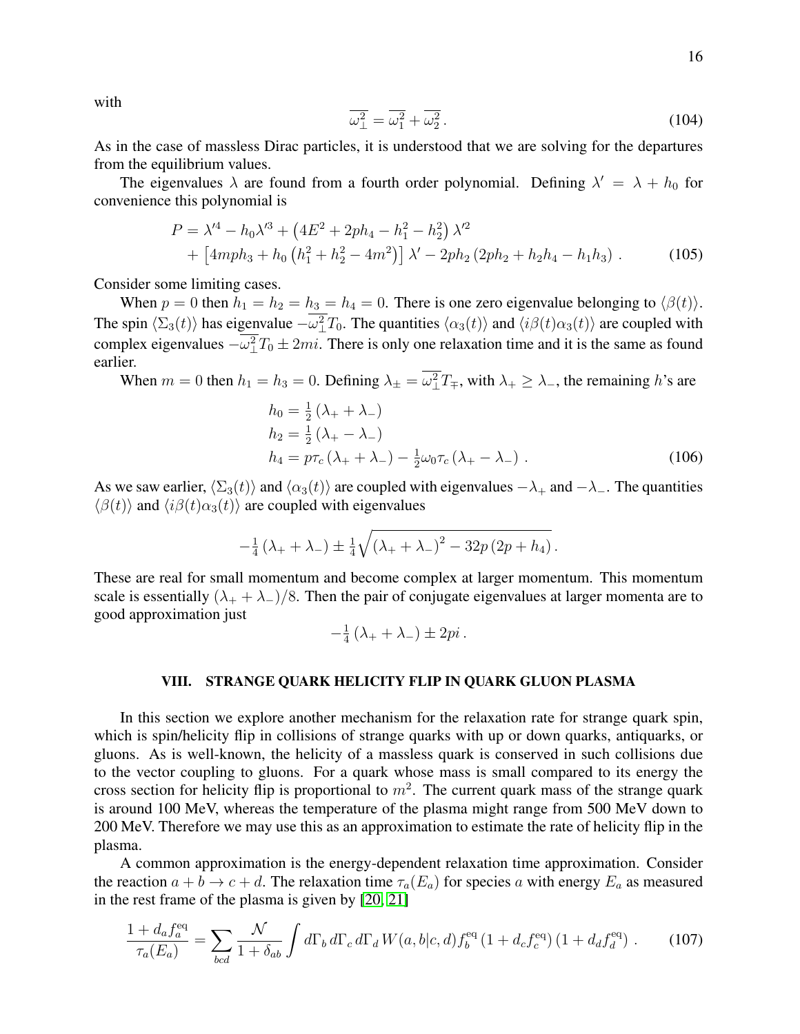with

$$
\overline{\omega_\perp^2} = \overline{\omega_1^2} + \overline{\omega_2^2} \,. \tag{104}
$$

As in the case of massless Dirac particles, it is understood that we are solving for the departures from the equilibrium values.

The eigenvalues $\lambda$ are found from a fourth order polynomial. Defining $\lambda' = \lambda + h_0$ for convenience this polynomial is

$$
\begin{aligned}
P = {} & \lambda'^4 - h_0 \lambda'^3 + \left(4E^2 + 2ph_4 - h_1^2 - h_2^2\right) \lambda'^2 \\
& + \left[4mph_3 + h_0\left(h_1^2 + h_2^2 - 4m^2\right)\right] \lambda' - 2ph_2\left(2ph_2 + h_2 h_4 - h_1 h_3\right) \,.
\end{aligned} \tag{105}
$$

Consider some limiting cases.

When $p = 0$ then $h_1 = h_2 = h_3 = h_4 = 0$. There is one zero eigenvalue belonging to $\langle \beta(t) \rangle$. The spin $\langle \Sigma_3(t) \rangle$ has eigenvalue $-\overline{\omega_\perp^2} T_0$. The quantities $\langle \alpha_3(t) \rangle$ and $\langle i\beta(t)\alpha_3(t) \rangle$ are coupled with complex eigenvalues $-\overline{\omega_\perp^2} T_0 \pm 2mi$. There is only one relaxation time and it is the same as found earlier.

When $m = 0$ then $h_1 = h_3 = 0$. Defining $\lambda_\pm = \overline{\omega_\perp^2} T_\mp$, with $\lambda_+ \geq \lambda_-$, the remaining $h$'s are

$$
\begin{aligned}
h_0 &= \tfrac{1}{2}\left(\lambda_+ + \lambda_-\right) \\
h_2 &= \tfrac{1}{2}\left(\lambda_+ - \lambda_-\right) \\
h_4 &= p\tau_c\left(\lambda_+ + \lambda_-\right) - \tfrac{1}{2}\omega_0 \tau_c \left(\lambda_+ - \lambda_-\right) \,.
\end{aligned} \tag{106}
$$

As we saw earlier, $\langle \Sigma_3(t) \rangle$ and $\langle \alpha_3(t) \rangle$ are coupled with eigenvalues $-\lambda_+$ and $-\lambda_-$. The quantities $\langle \beta(t) \rangle$ and $\langle i\beta(t)\alpha_3(t) \rangle$ are coupled with eigenvalues

$$
-\tfrac{1}{4}\left(\lambda_+ + \lambda_-\right) \pm \tfrac{1}{4}\sqrt{\left(\lambda_+ + \lambda_-\right)^2 - 32p\left(2p + h_4\right)} \,.
$$

These are real for small momentum and become complex at larger momentum. This momentum scale is essentially $(\lambda_+ + \lambda_-)/8$. Then the pair of conjugate eigenvalues at larger momenta are to good approximation just

$$
-\tfrac{1}{4}\left(\lambda_+ + \lambda_-\right) \pm 2pi \,.
$$

## VIII. STRANGE QUARK HELICITY FLIP IN QUARK GLUON PLASMA

In this section we explore another mechanism for the relaxation rate for strange quark spin, which is spin/helicity flip in collisions of strange quarks with up or down quarks, antiquarks, or gluons. As is well-known, the helicity of a massless quark is conserved in such collisions due to the vector coupling to gluons. For a quark whose mass is small compared to its energy the cross section for helicity flip is proportional to $m^2$. The current quark mass of the strange quark is around 100 MeV, whereas the temperature of the plasma might range from 500 MeV down to 200 MeV. Therefore we may use this as an approximation to estimate the rate of helicity flip in the plasma.

A common approximation is the energy-dependent relaxation time approximation. Consider the reaction $a + b \to c + d$. The relaxation time $\tau_a(E_a)$ for species $a$ with energy $E_a$ as measured in the rest frame of the plasma is given by [20, 21]

$$
\frac{1 + d_a f_a^{\rm eq}}{\tau_a(E_a)} = \sum_{bcd} \frac{\mathcal{N}}{1 + \delta_{ab}} \int d\Gamma_b \, d\Gamma_c \, d\Gamma_d \, W(a, b|c, d) f_b^{\rm eq}\left(1 + d_c f_c^{\rm eq}\right)\left(1 + d_d f_d^{\rm eq}\right) \,. \tag{107}
$$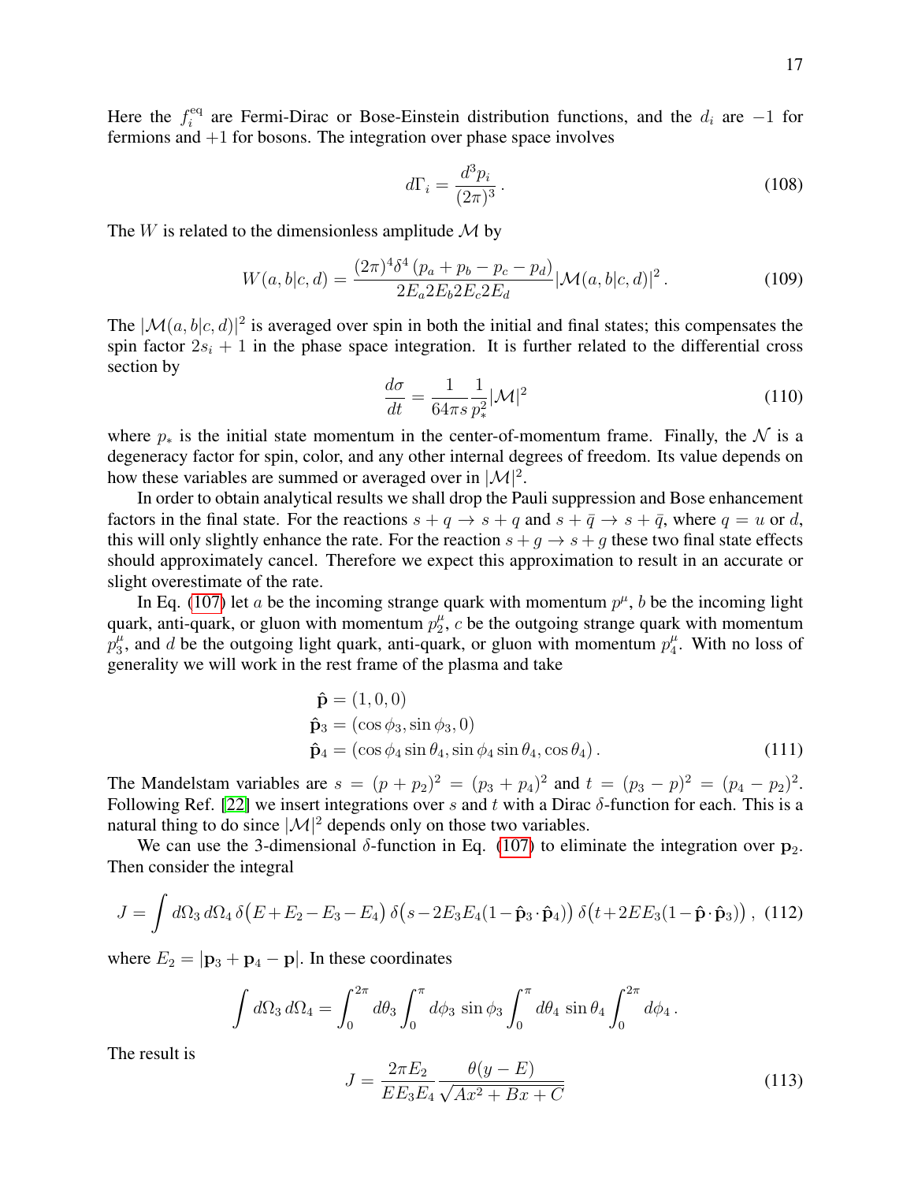Here the $f_i^{\text{eq}}$ are Fermi-Dirac or Bose-Einstein distribution functions, and the $d_i$ are $-1$ for fermions and $+1$ for bosons. The integration over phase space involves

$$
d\Gamma_i = \frac{d^3 p_i}{(2\pi)^3} \,. \tag{108}
$$

The $W$ is related to the dimensionless amplitude $\mathcal{M}$ by

$$
W(a,b|c,d) = \frac{(2\pi)^4 \delta^4 \left(p_a + p_b - p_c - p_d\right)}{2E_a 2E_b 2E_c 2E_d} |\mathcal{M}(a,b|c,d)|^2 \,. \tag{109}
$$

The $|\mathcal{M}(a,b|c,d)|^2$ is averaged over spin in both the initial and final states; this compensates the spin factor $2s_i + 1$ in the phase space integration. It is further related to the differential cross section by

$$
\frac{d\sigma}{dt} = \frac{1}{64\pi s} \frac{1}{p_*^2} |\mathcal{M}|^2 \tag{110}
$$

where $p_*$ is the initial state momentum in the center-of-momentum frame. Finally, the $\mathcal{N}$ is a degeneracy factor for spin, color, and any other internal degrees of freedom. Its value depends on how these variables are summed or averaged over in $|\mathcal{M}|^2$.

In order to obtain analytical results we shall drop the Pauli suppression and Bose enhancement factors in the final state. For the reactions $s + q \to s + q$ and $s + \bar{q} \to s + \bar{q}$, where $q = u$ or $d$, this will only slightly enhance the rate. For the reaction $s + g \to s + g$ these two final state effects should approximately cancel. Therefore we expect this approximation to result in an accurate or slight overestimate of the rate.

In Eq. (107) let $a$ be the incoming strange quark with momentum $p^\mu$, $b$ be the incoming light quark, anti-quark, or gluon with momentum $p_2^\mu$, $c$ be the outgoing strange quark with momentum $p_3^\mu$, and $d$ be the outgoing light quark, anti-quark, or gluon with momentum $p_4^\mu$. With no loss of generality we will work in the rest frame of the plasma and take

$$
\begin{aligned}
\hat{\mathbf{p}} &= (1, 0, 0) \\
\hat{\mathbf{p}}_3 &= (\cos\phi_3, \sin\phi_3, 0) \\
\hat{\mathbf{p}}_4 &= (\cos\phi_4 \sin\theta_4, \sin\phi_4 \sin\theta_4, \cos\theta_4) \,.
\end{aligned} \tag{111}
$$

The Mandelstam variables are $s = (p + p_2)^2 = (p_3 + p_4)^2$ and $t = (p_3 - p)^2 = (p_4 - p_2)^2$. Following Ref. [22] we insert integrations over $s$ and $t$ with a Dirac $\delta$-function for each. This is a natural thing to do since $|\mathcal{M}|^2$ depends only on those two variables.

We can use the 3-dimensional $\delta$-function in Eq. (107) to eliminate the integration over $\mathbf{p}_2$. Then consider the integral

$$
J = \int d\Omega_3 \, d\Omega_4 \, \delta\big(E + E_2 - E_3 - E_4\big) \, \delta\big(s - 2E_3 E_4 (1 - \hat{\mathbf{p}}_3 \cdot \hat{\mathbf{p}}_4)\big) \, \delta\big(t + 2E E_3 (1 - \hat{\mathbf{p}} \cdot \hat{\mathbf{p}}_3)\big) \,, \tag{112}
$$

where $E_2 = |\mathbf{p}_3 + \mathbf{p}_4 - \mathbf{p}|$. In these coordinates

$$
\int d\Omega_3 \, d\Omega_4 = \int_0^{2\pi} d\theta_3 \int_0^{\pi} d\phi_3 \, \sin\phi_3 \int_0^{\pi} d\theta_4 \, \sin\theta_4 \int_0^{2\pi} d\phi_4 \,.
$$

The result is

$$
J = \frac{2\pi E_2}{E E_3 E_4} \frac{\theta(y - E)}{\sqrt{A x^2 + B x + C}} \tag{113}
$$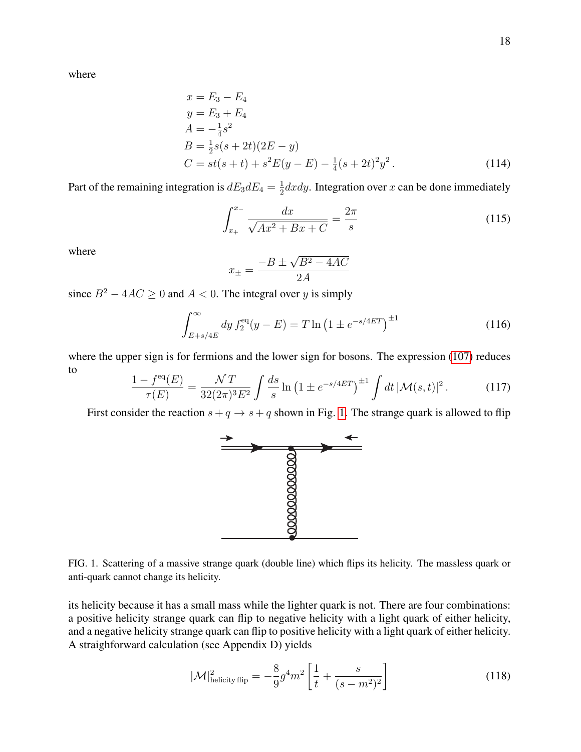where

$$
\begin{aligned}
x &= E_3 - E_4 \\
y &= E_3 + E_4 \\
A &= -\tfrac{1}{4}s^2 \\
B &= \tfrac{1}{2}s(s+2t)(2E-y) \\
C &= st(s+t) + s^2E(y-E) - \tfrac{1}{4}(s+2t)^2y^2 \,.
\end{aligned}
\tag{114}
$$

Part of the remaining integration is $dE_3dE_4 = \frac{1}{2}dxdy$. Integration over $x$ can be done immediately

$$
\int_{x_+}^{x_-} \frac{dx}{\sqrt{Ax^2+Bx+C}} = \frac{2\pi}{s} \tag{115}
$$

where

$$
x_\pm = \frac{-B \pm \sqrt{B^2-4AC}}{2A}
$$

since $B^2 - 4AC \geq 0$ and $A < 0$. The integral over $y$ is simply

$$
\int_{E+s/4E}^{\infty} dy\, f_2^{\rm eq}(y-E) = T \ln\left(1 \pm e^{-s/4ET}\right)^{\pm 1} \tag{116}
$$

where the upper sign is for fermions and the lower sign for bosons. The expression (107) reduces to

$$
\frac{1-f^{\rm eq}(E)}{\tau(E)} = \frac{\mathcal{N}\,T}{32(2\pi)^3E^2}\int \frac{ds}{s}\ln\left(1 \pm e^{-s/4ET}\right)^{\pm 1}\int dt\,|\mathcal{M}(s,t)|^2 \,. \tag{117}
$$

First consider the reaction $s + q \to s + q$ shown in Fig. 1. The strange quark is allowed to flip

FIG. 1. Scattering of a massive strange quark (double line) which flips its helicity. The massless quark or anti-quark cannot change its helicity.

its helicity because it has a small mass while the lighter quark is not. There are four combinations: a positive helicity strange quark can flip to negative helicity with a light quark of either helicity, and a negative helicity strange quark can flip to positive helicity with a light quark of either helicity. A straighforward calculation (see Appendix D) yields

$$
|\mathcal{M}|^2_{\text{helicity flip}} = -\frac{8}{9}g^4m^2\left[\frac{1}{t} + \frac{s}{(s-m^2)^2}\right] \tag{118}
$$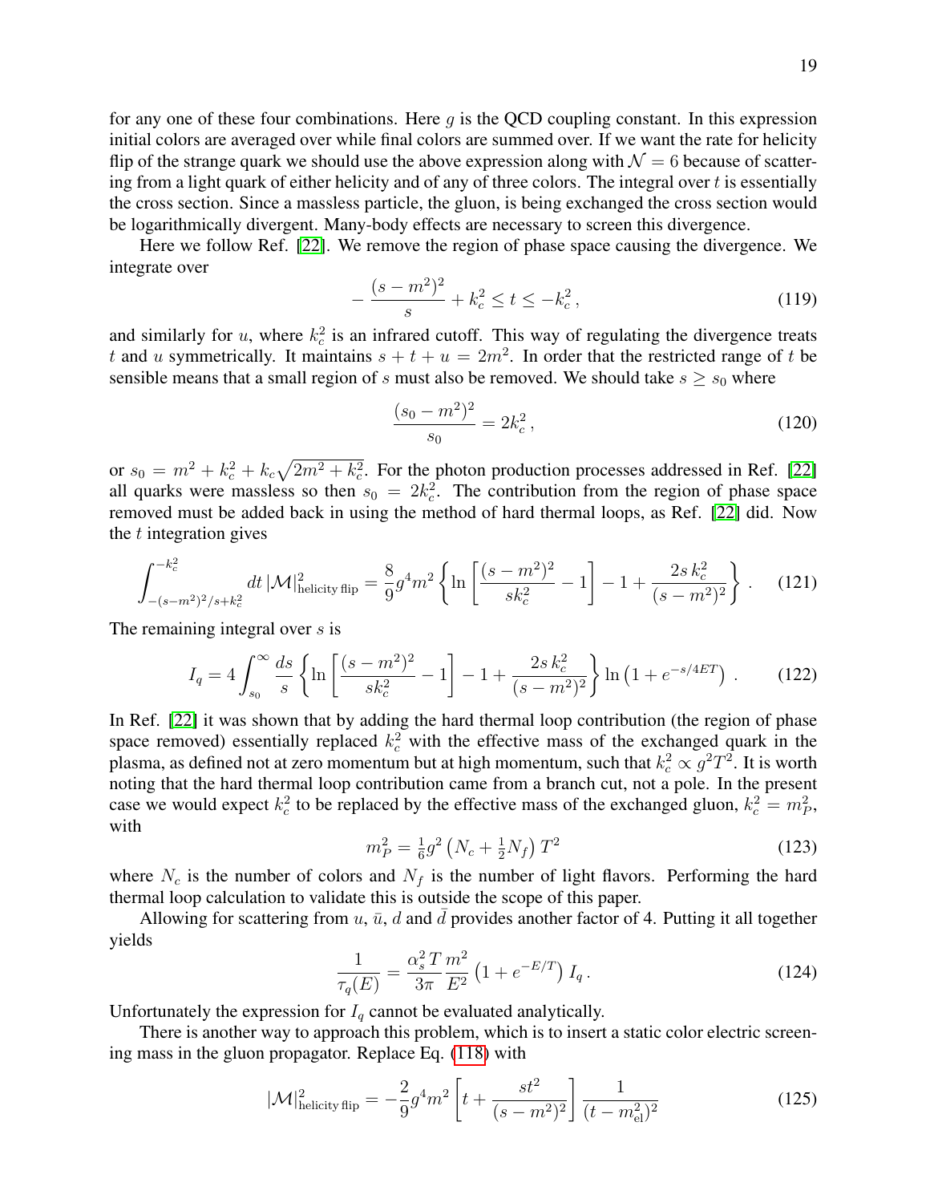for any one of these four combinations. Here $g$ is the QCD coupling constant. In this expression initial colors are averaged over while final colors are summed over. If we want the rate for helicity flip of the strange quark we should use the above expression along with $\mathcal{N} = 6$ because of scattering from a light quark of either helicity and of any of three colors. The integral over $t$ is essentially the cross section. Since a massless particle, the gluon, is being exchanged the cross section would be logarithmically divergent. Many-body effects are necessary to screen this divergence.

Here we follow Ref. [22]. We remove the region of phase space causing the divergence. We integrate over

$$-\frac{(s-m^2)^2}{s} + k_c^2 \leq t \leq -k_c^2 \,, \tag{119}$$

and similarly for $u$, where $k_c^2$ is an infrared cutoff. This way of regulating the divergence treats $t$ and $u$ symmetrically. It maintains $s + t + u = 2m^2$. In order that the restricted range of $t$ be sensible means that a small region of $s$ must also be removed. We should take $s \geq s_0$ where

$$\frac{(s_0 - m^2)^2}{s_0} = 2k_c^2 \,, \tag{120}$$

or $s_0 = m^2 + k_c^2 + k_c\sqrt{2m^2 + k_c^2}$. For the photon production processes addressed in Ref. [22] all quarks were massless so then $s_0 = 2k_c^2$. The contribution from the region of phase space removed must be added back in using the method of hard thermal loops, as Ref. [22] did. Now the $t$ integration gives

$$\int_{-(s-m^2)^2/s+k_c^2}^{-k_c^2} dt\, |\mathcal{M}|^2_{\text{helicity flip}} = \frac{8}{9} g^4 m^2 \left\{ \ln\left[\frac{(s-m^2)^2}{sk_c^2} - 1\right] - 1 + \frac{2s\,k_c^2}{(s-m^2)^2} \right\} . \tag{121}$$

The remaining integral over $s$ is

$$I_q = 4 \int_{s_0}^{\infty} \frac{ds}{s} \left\{ \ln\left[\frac{(s-m^2)^2}{sk_c^2} - 1\right] - 1 + \frac{2s\,k_c^2}{(s-m^2)^2} \right\} \ln\left(1 + e^{-s/4ET}\right) . \tag{122}$$

In Ref. [22] it was shown that by adding the hard thermal loop contribution (the region of phase space removed) essentially replaced $k_c^2$ with the effective mass of the exchanged quark in the plasma, as defined not at zero momentum but at high momentum, such that $k_c^2 \propto g^2 T^2$. It is worth noting that the hard thermal loop contribution came from a branch cut, not a pole. In the present case we would expect $k_c^2$ to be replaced by the effective mass of the exchanged gluon, $k_c^2 = m_P^2$, with

$$m_P^2 = \tfrac{1}{6} g^2 \left(N_c + \tfrac{1}{2} N_f\right) T^2 \tag{123}$$

where $N_c$ is the number of colors and $N_f$ is the number of light flavors. Performing the hard thermal loop calculation to validate this is outside the scope of this paper.

Allowing for scattering from $u$, $\bar{u}$, $d$ and $\bar{d}$ provides another factor of 4. Putting it all together yields

$$\frac{1}{\tau_q(E)} = \frac{\alpha_s^2\, T}{3\pi} \frac{m^2}{E^2} \left(1 + e^{-E/T}\right) I_q \,. \tag{124}$$

Unfortunately the expression for $I_q$ cannot be evaluated analytically.

There is another way to approach this problem, which is to insert a static color electric screening mass in the gluon propagator. Replace Eq. (118) with

$$|\mathcal{M}|^2_{\text{helicity flip}} = -\frac{2}{9} g^4 m^2 \left[ t + \frac{st^2}{(s-m^2)^2} \right] \frac{1}{(t - m_{\text{el}}^2)^2} \tag{125}$$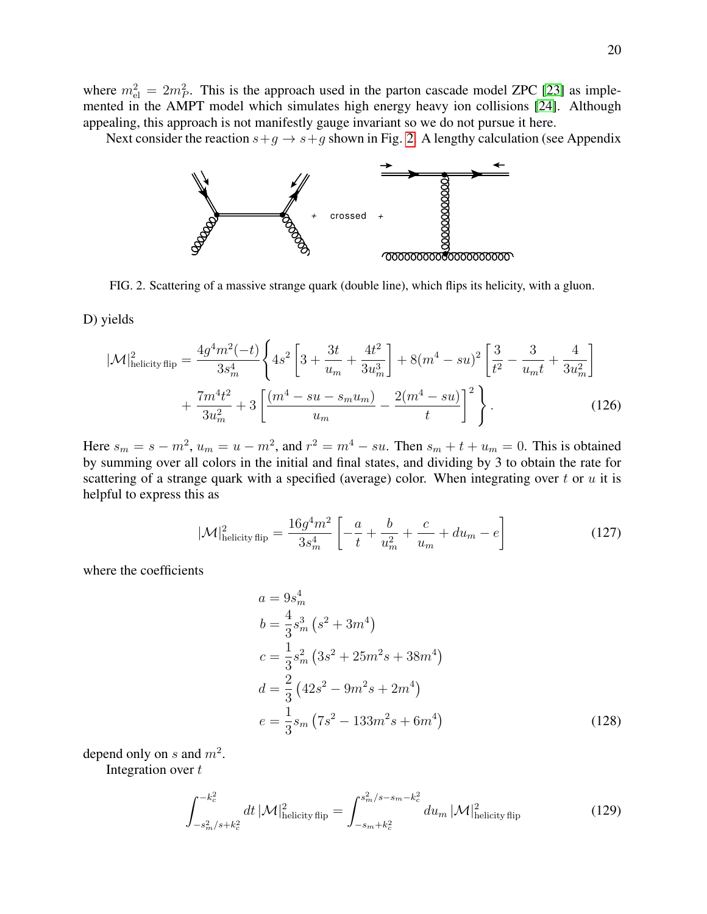where $m_{\rm el}^2 = 2m_P^2$. This is the approach used in the parton cascade model ZPC [23] as implemented in the AMPT model which simulates high energy heavy ion collisions [24]. Although appealing, this approach is not manifestly gauge invariant so we do not pursue it here.

Next consider the reaction $s + g \to s + g$ shown in Fig. 2. A lengthy calculation (see Appendix D) yields

FIG. 2. Scattering of a massive strange quark (double line), which flips its helicity, with a gluon.

$$
|\mathcal{M}|^2_{\text{helicity flip}} = \frac{4g^4 m^2(-t)}{3s_m^4}\left\{4s^2\left[3 + \frac{3t}{u_m} + \frac{4t^2}{3u_m^3}\right] + 8(m^4 - su)^2\left[\frac{3}{t^2} - \frac{3}{u_m t} + \frac{4}{3u_m^2}\right] \right.
$$
$$
\left. + \frac{7m^4 t^2}{3u_m^2} + 3\left[\frac{(m^4 - su - s_m u_m)}{u_m} - \frac{2(m^4 - su)}{t}\right]^2\right\}. \tag{126}
$$

Here $s_m = s - m^2$, $u_m = u - m^2$, and $r^2 = m^4 - su$. Then $s_m + t + u_m = 0$. This is obtained by summing over all colors in the initial and final states, and dividing by 3 to obtain the rate for scattering of a strange quark with a specified (average) color. When integrating over $t$ or $u$ it is helpful to express this as

$$
|\mathcal{M}|^2_{\text{helicity flip}} = \frac{16g^4 m^2}{3s_m^4}\left[-\frac{a}{t} + \frac{b}{u_m^2} + \frac{c}{u_m} + d u_m - e\right] \tag{127}
$$

where the coefficients

$$
\begin{aligned}
a &= 9s_m^4 \\
b &= \frac{4}{3}s_m^3\left(s^2 + 3m^4\right) \\
c &= \frac{1}{3}s_m^2\left(3s^2 + 25m^2 s + 38m^4\right) \\
d &= \frac{2}{3}\left(42s^2 - 9m^2 s + 2m^4\right) \\
e &= \frac{1}{3}s_m\left(7s^2 - 133m^2 s + 6m^4\right)
\end{aligned} \tag{128}
$$

depend only on $s$ and $m^2$.

Integration over $t$

$$
\int_{-s_m^2/s + k_c^2}^{-k_c^2} dt\, |\mathcal{M}|^2_{\text{helicity flip}} = \int_{-s_m + k_c^2}^{s_m^2/s - s_m - k_c^2} du_m\, |\mathcal{M}|^2_{\text{helicity flip}} \tag{129}
$$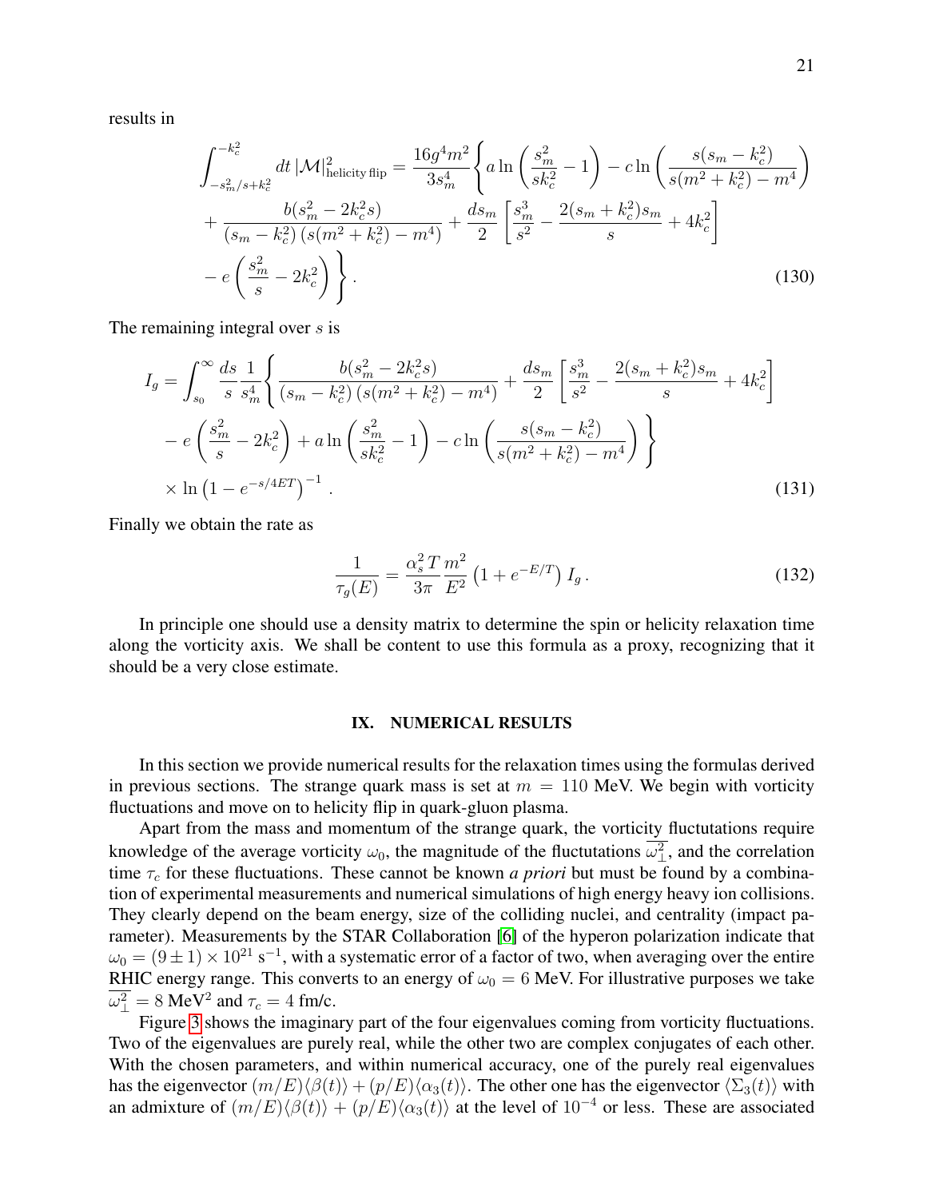results in

$$
\int_{-s_m^2/s+k_c^2}^{-k_c^2} dt\, |\mathcal{M}|^2_{\text{helicity flip}} = \frac{16g^4m^2}{3s_m^4}\Bigg\{ a\ln\left(\frac{s_m^2}{sk_c^2}-1\right) - c\ln\left(\frac{s(s_m-k_c^2)}{s(m^2+k_c^2)-m^4}\right)
+ \frac{b(s_m^2-2k_c^2 s)}{(s_m-k_c^2)\,(s(m^2+k_c^2)-m^4)} + \frac{ds_m}{2}\left[\frac{s_m^3}{s^2} - \frac{2(s_m+k_c^2)s_m}{s} + 4k_c^2\right]
- e\left(\frac{s_m^2}{s} - 2k_c^2\right)\Bigg\}. \tag{130}
$$

The remaining integral over $s$ is

$$
I_g = \int_{s_0}^{\infty} \frac{ds}{s}\frac{1}{s_m^4}\Bigg\{ \frac{b(s_m^2-2k_c^2 s)}{(s_m-k_c^2)\,(s(m^2+k_c^2)-m^4)} + \frac{ds_m}{2}\left[\frac{s_m^3}{s^2} - \frac{2(s_m+k_c^2)s_m}{s} + 4k_c^2\right]
- e\left(\frac{s_m^2}{s} - 2k_c^2\right) + a\ln\left(\frac{s_m^2}{sk_c^2}-1\right) - c\ln\left(\frac{s(s_m-k_c^2)}{s(m^2+k_c^2)-m^4}\right)\Bigg\}
\times \ln\left(1-e^{-s/4ET}\right)^{-1}. \tag{131}
$$

Finally we obtain the rate as

$$
\frac{1}{\tau_g(E)} = \frac{\alpha_s^2\,T}{3\pi}\frac{m^2}{E^2}\left(1+e^{-E/T}\right) I_g\,. \tag{132}
$$

In principle one should use a density matrix to determine the spin or helicity relaxation time along the vorticity axis. We shall be content to use this formula as a proxy, recognizing that it should be a very close estimate.

## IX. NUMERICAL RESULTS

In this section we provide numerical results for the relaxation times using the formulas derived in previous sections. The strange quark mass is set at $m = 110$ MeV. We begin with vorticity fluctuations and move on to helicity flip in quark-gluon plasma.

Apart from the mass and momentum of the strange quark, the vorticity flucttutations require knowledge of the average vorticity $\omega_0$, the magnitude of the flucttutations $\overline{\omega_\perp^2}$, and the correlation time $\tau_c$ for these fluctuations. These cannot be known *a priori* but must be found by a combination of experimental measurements and numerical simulations of high energy heavy ion collisions. They clearly depend on the beam energy, size of the colliding nuclei, and centrality (impact parameter). Measurements by the STAR Collaboration [6] of the hyperon polarization indicate that $\omega_0 = (9 \pm 1) \times 10^{21}$ s$^{-1}$, with a systematic error of a factor of two, when averaging over the entire RHIC energy range. This converts to an energy of $\omega_0 = 6$ MeV. For illustrative purposes we take $\overline{\omega_\perp^2} = 8$ MeV$^2$ and $\tau_c = 4$ fm/c.

Figure 3 shows the imaginary part of the four eigenvalues coming from vorticity fluctuations. Two of the eigenvalues are purely real, while the other two are complex conjugates of each other. With the chosen parameters, and within numerical accuracy, one of the purely real eigenvalues has the eigenvector $(m/E)\langle\beta(t)\rangle + (p/E)\langle\alpha_3(t)\rangle$. The other one has the eigenvector $\langle\Sigma_3(t)\rangle$ with an admixture of $(m/E)\langle\beta(t)\rangle + (p/E)\langle\alpha_3(t)\rangle$ at the level of $10^{-4}$ or less. These are associated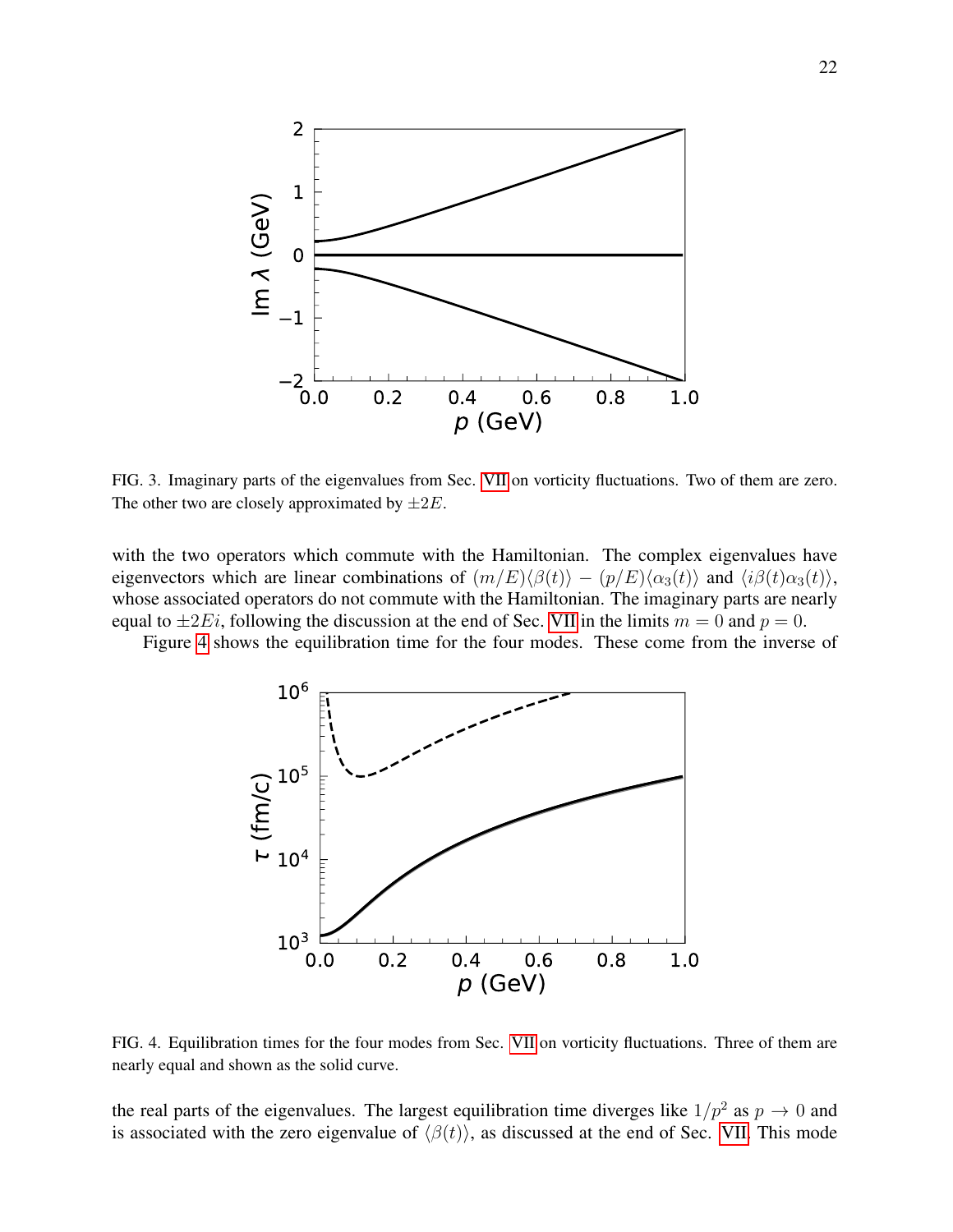FIG. 3. Imaginary parts of the eigenvalues from Sec. VII on vorticity fluctuations. Two of them are zero. The other two are closely approximated by $\pm 2E$.

with the two operators which commute with the Hamiltonian. The complex eigenvalues have eigenvectors which are linear combinations of $(m/E)\langle\beta(t)\rangle - (p/E)\langle\alpha_3(t)\rangle$ and $\langle i\beta(t)\alpha_3(t)\rangle$, whose associated operators do not commute with the Hamiltonian. The imaginary parts are nearly equal to $\pm 2Ei$, following the discussion at the end of Sec. VII in the limits $m = 0$ and $p = 0$.

Figure 4 shows the equilibration time for the four modes. These come from the inverse of

FIG. 4. Equilibration times for the four modes from Sec. VII on vorticity fluctuations. Three of them are nearly equal and shown as the solid curve.

the real parts of the eigenvalues. The largest equilibration time diverges like $1/p^2$ as $p \to 0$ and is associated with the zero eigenvalue of $\langle\beta(t)\rangle$, as discussed at the end of Sec. VII. This mode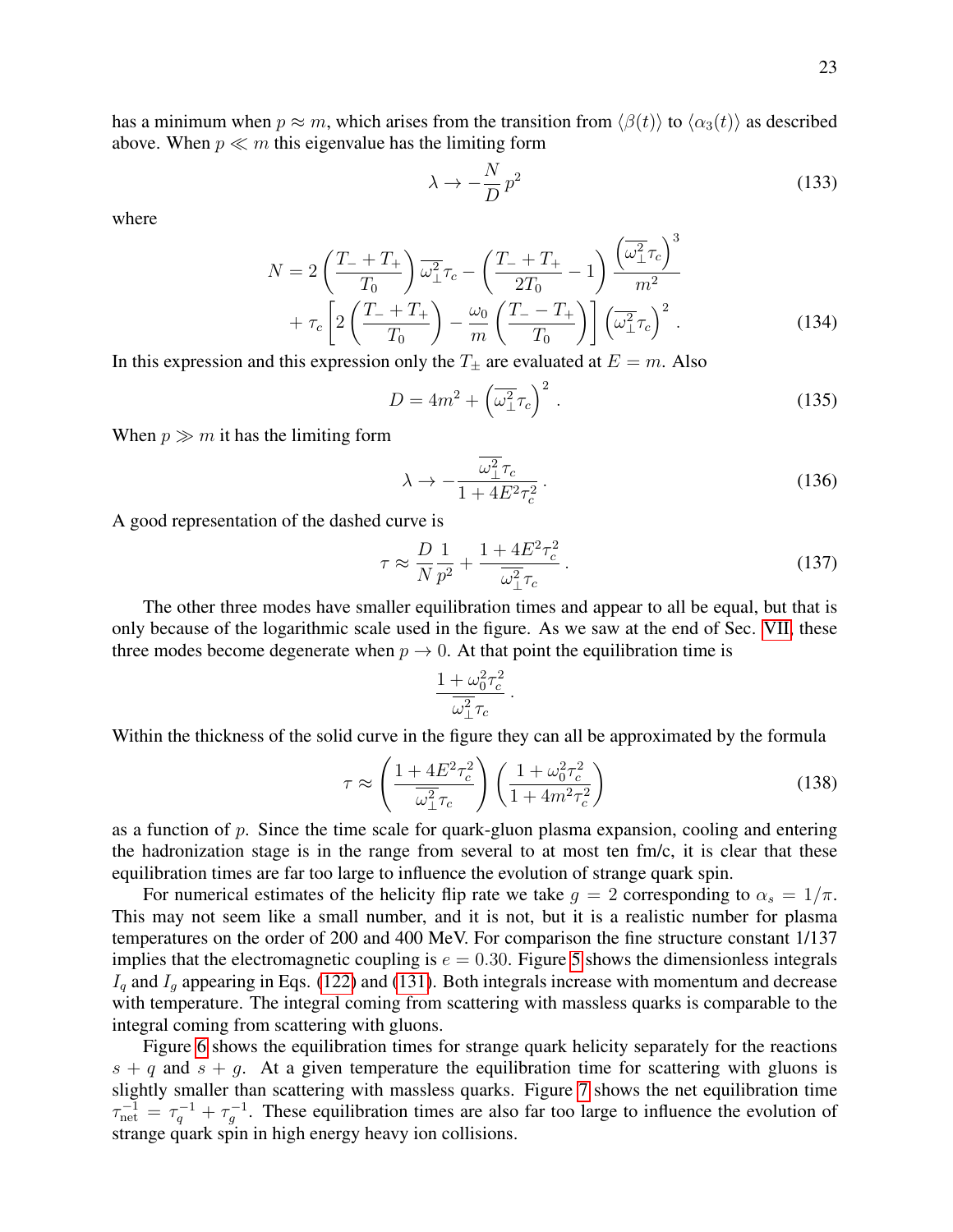has a minimum when $p \approx m$, which arises from the transition from $\langle \beta(t) \rangle$ to $\langle \alpha_3(t) \rangle$ as described above. When $p \ll m$ this eigenvalue has the limiting form

$$\lambda \to -\frac{N}{D} p^2 \tag{133}$$

where

$$N = 2\left(\frac{T_- + T_+}{T_0}\right)\overline{\omega_\perp^2}\tau_c - \left(\frac{T_- + T_+}{2T_0} - 1\right)\frac{\left(\overline{\omega_\perp^2}\tau_c\right)^3}{m^2} + \tau_c\left[2\left(\frac{T_- + T_+}{T_0}\right) - \frac{\omega_0}{m}\left(\frac{T_- - T_+}{T_0}\right)\right]\left(\overline{\omega_\perp^2}\tau_c\right)^2 . \tag{134}$$

In this expression and this expression only the $T_\pm$ are evaluated at $E = m$. Also

$$D = 4m^2 + \left(\overline{\omega_\perp^2}\tau_c\right)^2 . \tag{135}$$

When $p \gg m$ it has the limiting form

$$\lambda \to -\frac{\overline{\omega_\perp^2}\tau_c}{1 + 4E^2\tau_c^2} . \tag{136}$$

A good representation of the dashed curve is

$$\tau \approx \frac{D}{N}\frac{1}{p^2} + \frac{1 + 4E^2\tau_c^2}{\overline{\omega_\perp^2}\tau_c} . \tag{137}$$

The other three modes have smaller equilibration times and appear to all be equal, but that is only because of the logarithmic scale used in the figure. As we saw at the end of Sec. VII, these three modes become degenerate when $p \to 0$. At that point the equilibration time is

$$\frac{1 + \omega_0^2\tau_c^2}{\overline{\omega_\perp^2}\tau_c} .$$

Within the thickness of the solid curve in the figure they can all be approximated by the formula

$$\tau \approx \left(\frac{1 + 4E^2\tau_c^2}{\overline{\omega_\perp^2}\tau_c}\right)\left(\frac{1 + \omega_0^2\tau_c^2}{1 + 4m^2\tau_c^2}\right) \tag{138}$$

as a function of $p$. Since the time scale for quark-gluon plasma expansion, cooling and entering the hadronization stage is in the range from several to at most ten fm/c, it is clear that these equilibration times are far too large to influence the evolution of strange quark spin.

For numerical estimates of the helicity flip rate we take $g = 2$ corresponding to $\alpha_s = 1/\pi$. This may not seem like a small number, and it is not, but it is a realistic number for plasma temperatures on the order of 200 and 400 MeV. For comparison the fine structure constant 1/137 implies that the electromagnetic coupling is $e = 0.30$. Figure 5 shows the dimensionless integrals $I_q$ and $I_g$ appearing in Eqs. (122) and (131). Both integrals increase with momentum and decrease with temperature. The integral coming from scattering with massless quarks is comparable to the integral coming from scattering with gluons.

Figure 6 shows the equilibration times for strange quark helicity separately for the reactions $s + q$ and $s + g$. At a given temperature the equilibration time for scattering with gluons is slightly smaller than scattering with massless quarks. Figure 7 shows the net equilibration time $\tau_{\text{net}}^{-1} = \tau_q^{-1} + \tau_g^{-1}$. These equilibration times are also far too large to influence the evolution of strange quark spin in high energy heavy ion collisions.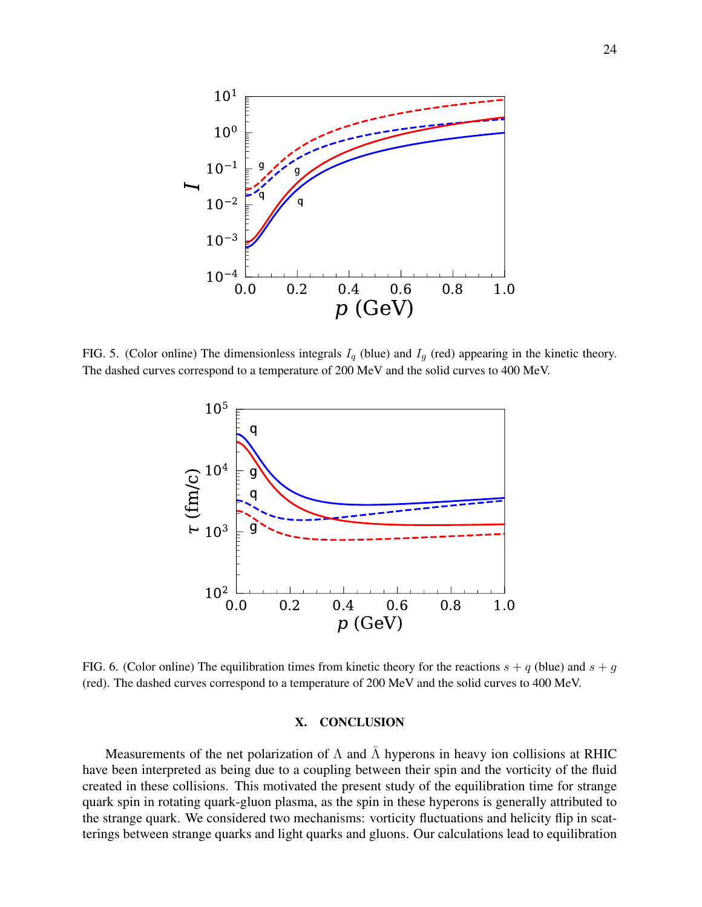FIG. 5. (Color online) The dimensionless integrals $I_q$ (blue) and $I_g$ (red) appearing in the kinetic theory. The dashed curves correspond to a temperature of 200 MeV and the solid curves to 400 MeV.

FIG. 6. (Color online) The equilibration times from kinetic theory for the reactions $s + q$ (blue) and $s + g$ (red). The dashed curves correspond to a temperature of 200 MeV and the solid curves to 400 MeV.

## X. CONCLUSION

Measurements of the net polarization of $\Lambda$ and $\bar{\Lambda}$ hyperons in heavy ion collisions at RHIC have been interpreted as being due to a coupling between their spin and the vorticity of the fluid created in these collisions. This motivated the present study of the equilibration time for strange quark spin in rotating quark-gluon plasma, as the spin in these hyperons is generally attributed to the strange quark. We considered two mechanisms: vorticity fluctuations and helicity flip in scatterings between strange quarks and light quarks and gluons. Our calculations lead to equilibration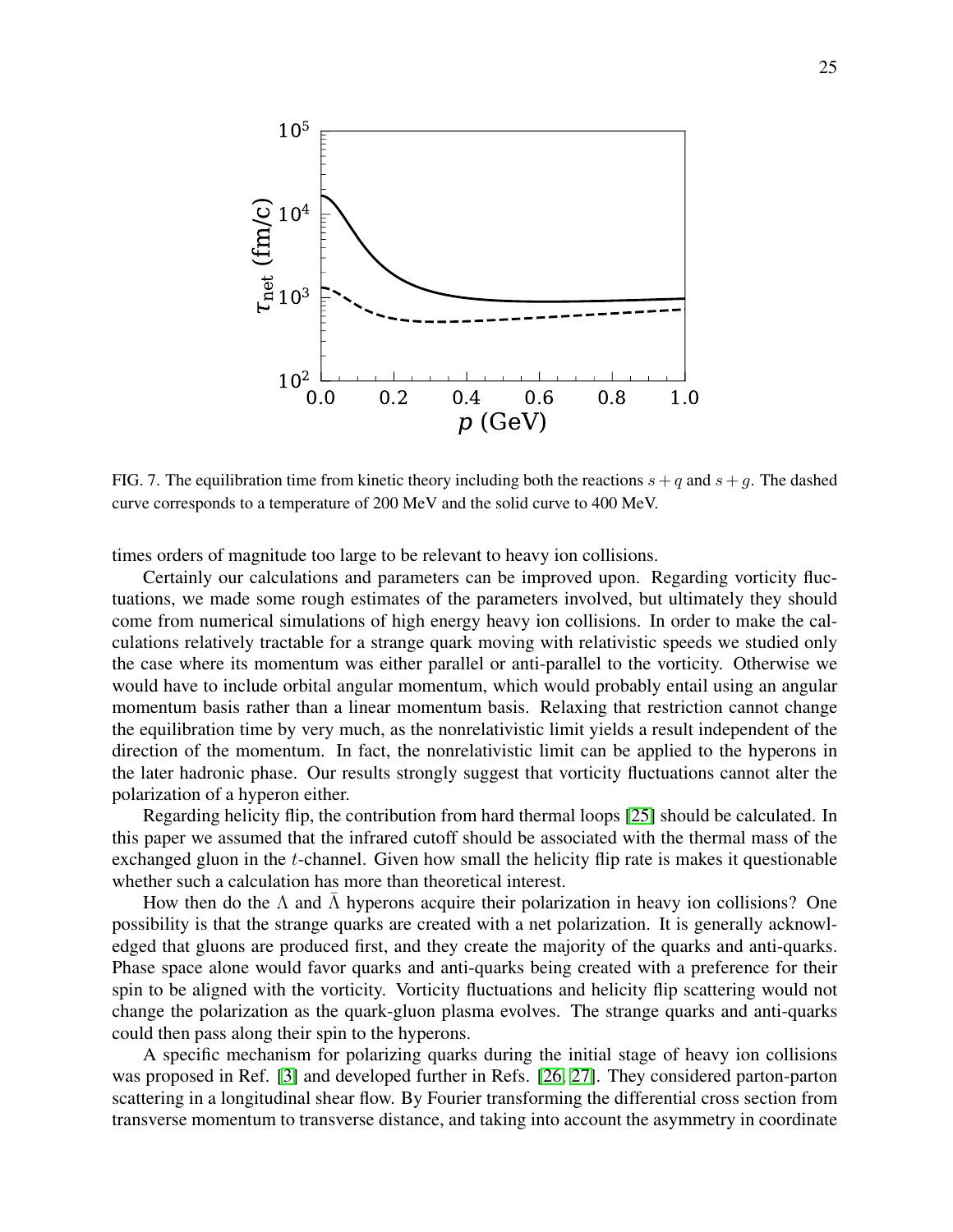FIG. 7. The equilibration time from kinetic theory including both the reactions $s + q$ and $s + g$. The dashed curve corresponds to a temperature of 200 MeV and the solid curve to 400 MeV.

times orders of magnitude too large to be relevant to heavy ion collisions.

Certainly our calculations and parameters can be improved upon. Regarding vorticity fluctuations, we made some rough estimates of the parameters involved, but ultimately they should come from numerical simulations of high energy heavy ion collisions. In order to make the calculations relatively tractable for a strange quark moving with relativistic speeds we studied only the case where its momentum was either parallel or anti-parallel to the vorticity. Otherwise we would have to include orbital angular momentum, which would probably entail using an angular momentum basis rather than a linear momentum basis. Relaxing that restriction cannot change the equilibration time by very much, as the nonrelativistic limit yields a result independent of the direction of the momentum. In fact, the nonrelativistic limit can be applied to the hyperons in the later hadronic phase. Our results strongly suggest that vorticity fluctuations cannot alter the polarization of a hyperon either.

Regarding helicity flip, the contribution from hard thermal loops [25] should be calculated. In this paper we assumed that the infrared cutoff should be associated with the thermal mass of the exchanged gluon in the $t$-channel. Given how small the helicity flip rate is makes it questionable whether such a calculation has more than theoretical interest.

How then do the $\Lambda$ and $\bar{\Lambda}$ hyperons acquire their polarization in heavy ion collisions? One possibility is that the strange quarks are created with a net polarization. It is generally acknowledged that gluons are produced first, and they create the majority of the quarks and anti-quarks. Phase space alone would favor quarks and anti-quarks being created with a preference for their spin to be aligned with the vorticity. Vorticity fluctuations and helicity flip scattering would not change the polarization as the quark-gluon plasma evolves. The strange quarks and anti-quarks could then pass along their spin to the hyperons.

A specific mechanism for polarizing quarks during the initial stage of heavy ion collisions was proposed in Ref. [3] and developed further in Refs. [26, 27]. They considered parton-parton scattering in a longitudinal shear flow. By Fourier transforming the differential cross section from transverse momentum to transverse distance, and taking into account the asymmetry in coordinate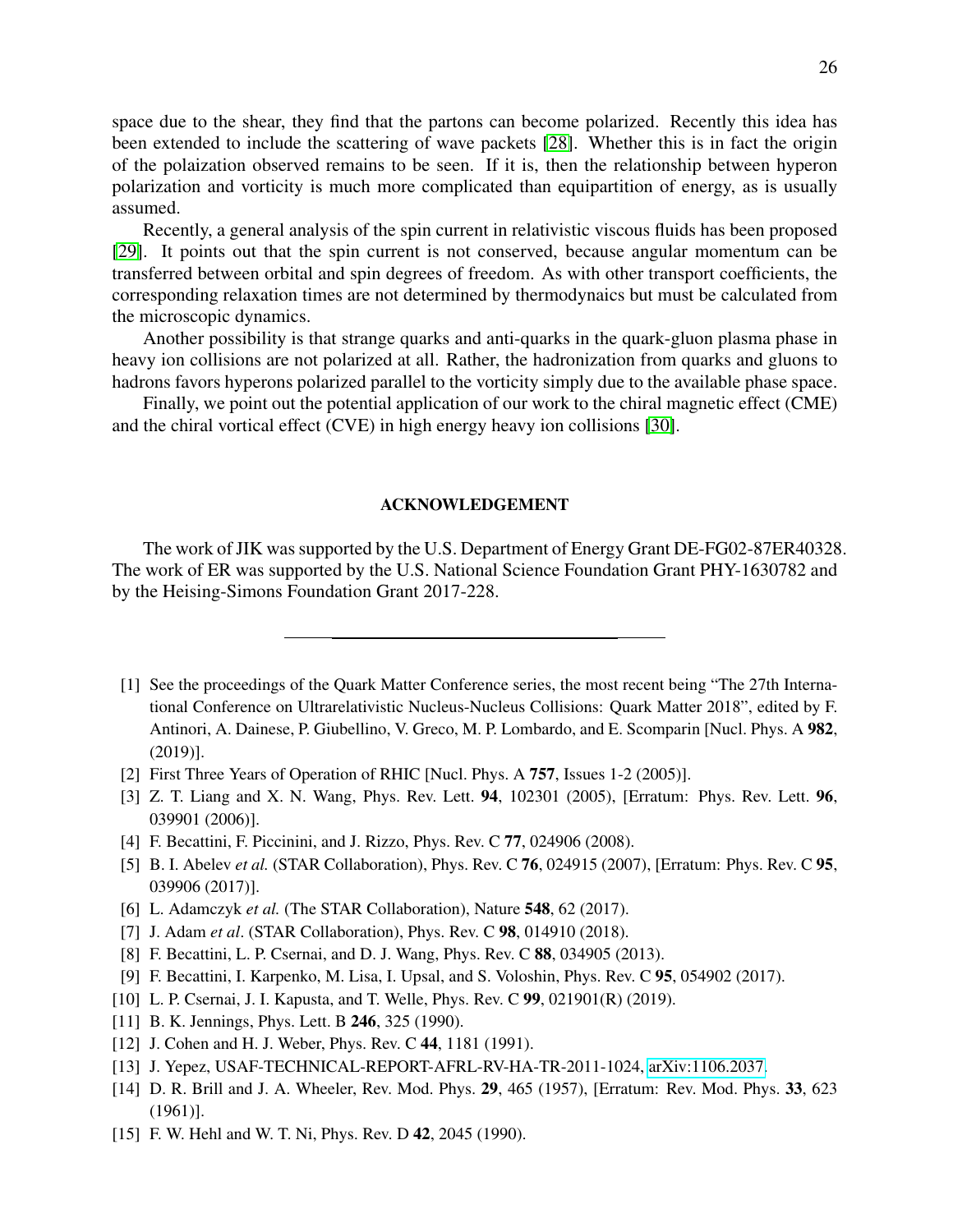space due to the shear, they find that the partons can become polarized. Recently this idea has been extended to include the scattering of wave packets [28]. Whether this is in fact the origin of the polaization observed remains to be seen. If it is, then the relationship between hyperon polarization and vorticity is much more complicated than equipartition of energy, as is usually assumed.

Recently, a general analysis of the spin current in relativistic viscous fluids has been proposed [29]. It points out that the spin current is not conserved, because angular momentum can be transferred between orbital and spin degrees of freedom. As with other transport coefficients, the corresponding relaxation times are not determined by thermodynaics but must be calculated from the microscopic dynamics.

Another possibility is that strange quarks and anti-quarks in the quark-gluon plasma phase in heavy ion collisions are not polarized at all. Rather, the hadronization from quarks and gluons to hadrons favors hyperons polarized parallel to the vorticity simply due to the available phase space.

Finally, we point out the potential application of our work to the chiral magnetic effect (CME) and the chiral vortical effect (CVE) in high energy heavy ion collisions [30].

## ACKNOWLEDGEMENT

The work of JIK was supported by the U.S. Department of Energy Grant DE-FG02-87ER40328. The work of ER was supported by the U.S. National Science Foundation Grant PHY-1630782 and by the Heising-Simons Foundation Grant 2017-228.

---

- [1] See the proceedings of the Quark Matter Conference series, the most recent being "The 27th International Conference on Ultrarelativistic Nucleus-Nucleus Collisions: Quark Matter 2018", edited by F. Antinori, A. Dainese, P. Giubellino, V. Greco, M. P. Lombardo, and E. Scomparin [Nucl. Phys. A **982**, (2019)].
- [2] First Three Years of Operation of RHIC [Nucl. Phys. A **757**, Issues 1-2 (2005)].
- [3] Z. T. Liang and X. N. Wang, Phys. Rev. Lett. **94**, 102301 (2005), [Erratum: Phys. Rev. Lett. **96**, 039901 (2006)].
- [4] F. Becattini, F. Piccinini, and J. Rizzo, Phys. Rev. C **77**, 024906 (2008).
- [5] B. I. Abelev *et al.* (STAR Collaboration), Phys. Rev. C **76**, 024915 (2007), [Erratum: Phys. Rev. C **95**, 039906 (2017)].
- [6] L. Adamczyk *et al.* (The STAR Collaboration), Nature **548**, 62 (2017).
- [7] J. Adam *et al*. (STAR Collaboration), Phys. Rev. C **98**, 014910 (2018).
- [8] F. Becattini, L. P. Csernai, and D. J. Wang, Phys. Rev. C **88**, 034905 (2013).
- [9] F. Becattini, I. Karpenko, M. Lisa, I. Upsal, and S. Voloshin, Phys. Rev. C **95**, 054902 (2017).
- [10] L. P. Csernai, J. I. Kapusta, and T. Welle, Phys. Rev. C **99**, 021901(R) (2019).
- [11] B. K. Jennings, Phys. Lett. B **246**, 325 (1990).
- [12] J. Cohen and H. J. Weber, Phys. Rev. C **44**, 1181 (1991).
- [13] J. Yepez, USAF-TECHNICAL-REPORT-AFRL-RV-HA-TR-2011-1024, arXiv:1106.2037.
- [14] D. R. Brill and J. A. Wheeler, Rev. Mod. Phys. **29**, 465 (1957), [Erratum: Rev. Mod. Phys. **33**, 623 (1961)].
- [15] F. W. Hehl and W. T. Ni, Phys. Rev. D **42**, 2045 (1990).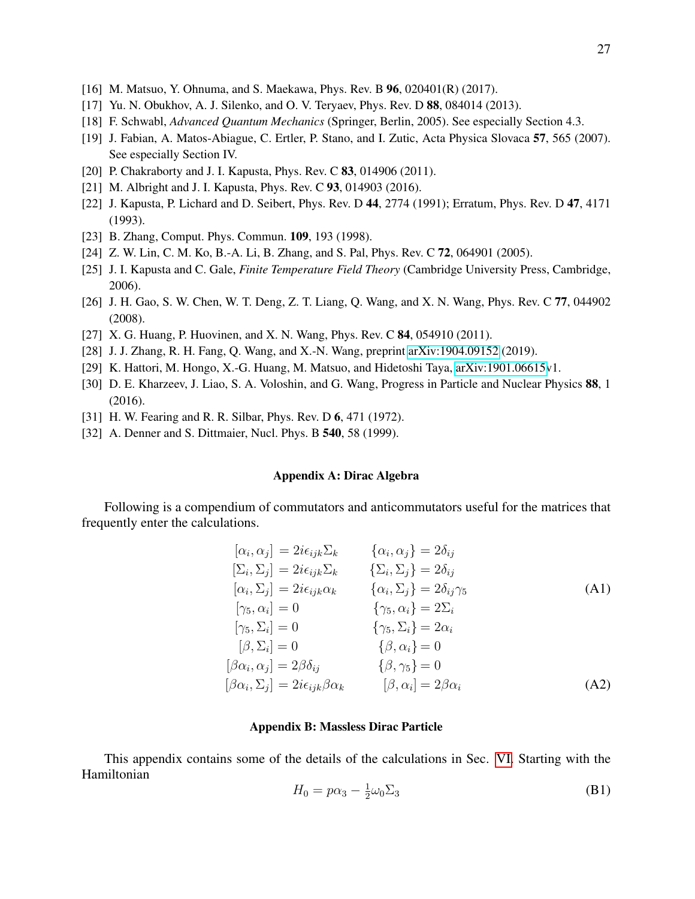[16] M. Matsuo, Y. Ohnuma, and S. Maekawa, Phys. Rev. B **96**, 020401(R) (2017).

[17] Yu. N. Obukhov, A. J. Silenko, and O. V. Teryaev, Phys. Rev. D **88**, 084014 (2013).

[18] F. Schwabl, *Advanced Quantum Mechanics* (Springer, Berlin, 2005). See especially Section 4.3.

[19] J. Fabian, A. Matos-Abiague, C. Ertler, P. Stano, and I. Zutic, Acta Physica Slovaca **57**, 565 (2007). See especially Section IV.

[20] P. Chakraborty and J. I. Kapusta, Phys. Rev. C **83**, 014906 (2011).

[21] M. Albright and J. I. Kapusta, Phys. Rev. C **93**, 014903 (2016).

[22] J. Kapusta, P. Lichard and D. Seibert, Phys. Rev. D **44**, 2774 (1991); Erratum, Phys. Rev. D **47**, 4171 (1993).

[23] B. Zhang, Comput. Phys. Commun. **109**, 193 (1998).

[24] Z. W. Lin, C. M. Ko, B.-A. Li, B. Zhang, and S. Pal, Phys. Rev. C **72**, 064901 (2005).

[25] J. I. Kapusta and C. Gale, *Finite Temperature Field Theory* (Cambridge University Press, Cambridge, 2006).

[26] J. H. Gao, S. W. Chen, W. T. Deng, Z. T. Liang, Q. Wang, and X. N. Wang, Phys. Rev. C **77**, 044902 (2008).

[27] X. G. Huang, P. Huovinen, and X. N. Wang, Phys. Rev. C **84**, 054910 (2011).

[28] J. J. Zhang, R. H. Fang, Q. Wang, and X.-N. Wang, preprint arXiv:1904.09152 (2019).

[29] K. Hattori, M. Hongo, X.-G. Huang, M. Matsuo, and Hidetoshi Taya, arXiv:1901.06615v1.

[30] D. E. Kharzeev, J. Liao, S. A. Voloshin, and G. Wang, Progress in Particle and Nuclear Physics **88**, 1 (2016).

[31] H. W. Fearing and R. R. Silbar, Phys. Rev. D **6**, 471 (1972).

[32] A. Denner and S. Dittmaier, Nucl. Phys. B **540**, 58 (1999).

## Appendix A: Dirac Algebra

Following is a compendium of commutators and anticommutators useful for the matrices that frequently enter the calculations.

$$
\begin{aligned}
[\alpha_i, \alpha_j] &= 2i\epsilon_{ijk}\Sigma_k & \{\alpha_i, \alpha_j\} &= 2\delta_{ij} \\
[\Sigma_i, \Sigma_j] &= 2i\epsilon_{ijk}\Sigma_k & \{\Sigma_i, \Sigma_j\} &= 2\delta_{ij} \\
[\alpha_i, \Sigma_j] &= 2i\epsilon_{ijk}\alpha_k & \{\alpha_i, \Sigma_j\} &= 2\delta_{ij}\gamma_5 \qquad \text{(A1)} \\
[\gamma_5, \alpha_i] &= 0 & \{\gamma_5, \alpha_i\} &= 2\Sigma_i \\
[\gamma_5, \Sigma_i] &= 0 & \{\gamma_5, \Sigma_i\} &= 2\alpha_i \\
[\beta, \Sigma_i] &= 0 & \{\beta, \alpha_i\} &= 0 \\
[\beta\alpha_i, \alpha_j] &= 2\beta\delta_{ij} & \{\beta, \gamma_5\} &= 0 \\
[\beta\alpha_i, \Sigma_j] &= 2i\epsilon_{ijk}\beta\alpha_k & [\beta, \alpha_i] &= 2\beta\alpha_i \qquad \text{(A2)}
\end{aligned}
$$

## Appendix B: Massless Dirac Particle

This appendix contains some of the details of the calculations in Sec. VI. Starting with the Hamiltonian

$$
H_0 = p\alpha_3 - \tfrac{1}{2}\omega_0\Sigma_3 \qquad \text{(B1)}
$$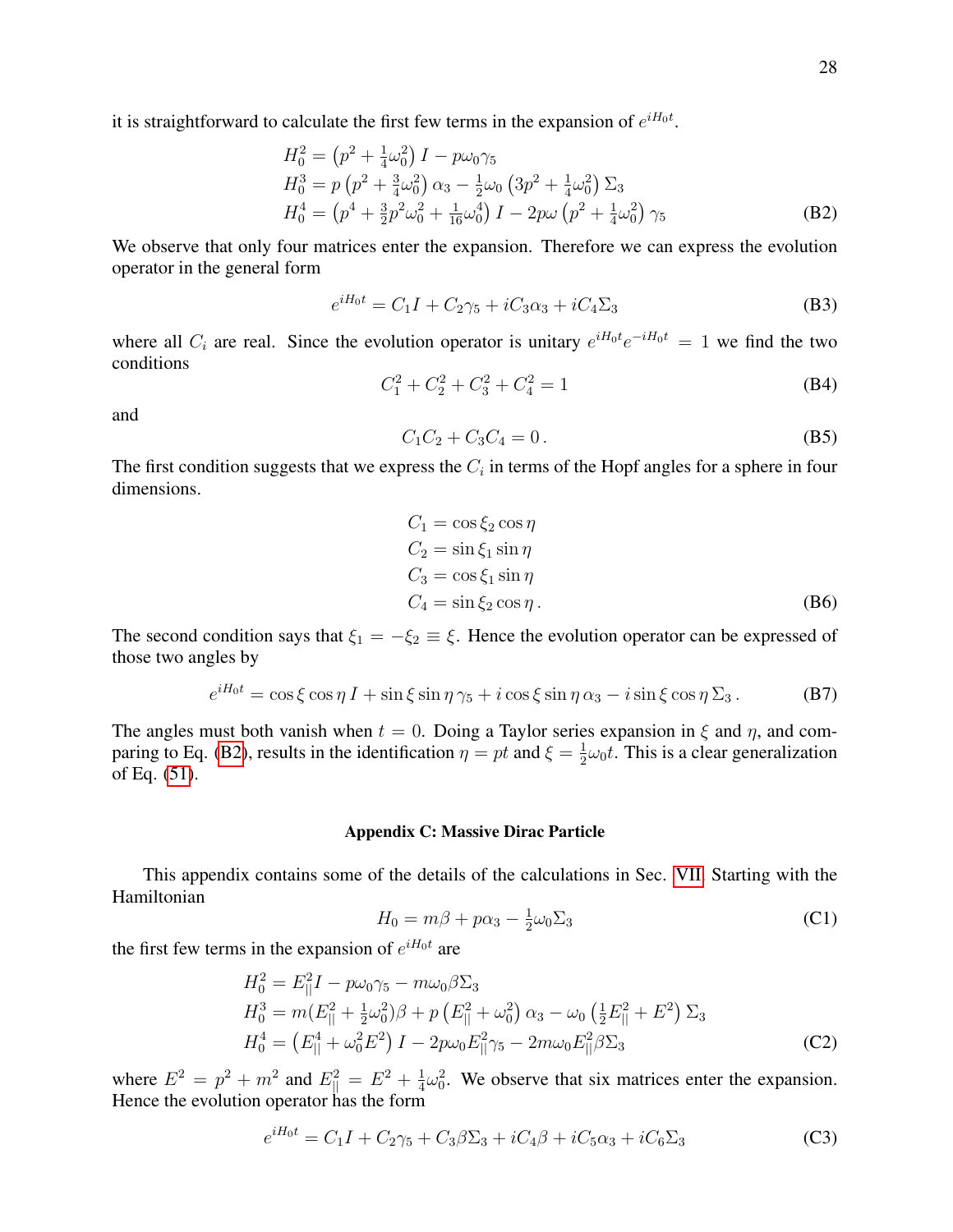it is straightforward to calculate the first few terms in the expansion of $e^{iH_0 t}$.

$$
\begin{aligned}
H_0^2 &= \left(p^2 + \tfrac{1}{4}\omega_0^2\right) I - p\omega_0 \gamma_5 \\
H_0^3 &= p\left(p^2 + \tfrac{3}{4}\omega_0^2\right)\alpha_3 - \tfrac{1}{2}\omega_0\left(3p^2 + \tfrac{1}{4}\omega_0^2\right)\Sigma_3 \\
H_0^4 &= \left(p^4 + \tfrac{3}{2}p^2\omega_0^2 + \tfrac{1}{16}\omega_0^4\right) I - 2p\omega\left(p^2 + \tfrac{1}{4}\omega_0^2\right)\gamma_5
\end{aligned}
\tag{B2}
$$

We observe that only four matrices enter the expansion. Therefore we can express the evolution operator in the general form

$$
e^{iH_0 t} = C_1 I + C_2 \gamma_5 + iC_3 \alpha_3 + iC_4 \Sigma_3 \tag{B3}
$$

where all $C_i$ are real. Since the evolution operator is unitary $e^{iH_0 t}e^{-iH_0 t} = 1$ we find the two conditions

$$
C_1^2 + C_2^2 + C_3^2 + C_4^2 = 1 \tag{B4}
$$

and

$$
C_1 C_2 + C_3 C_4 = 0\,. \tag{B5}
$$

The first condition suggests that we express the $C_i$ in terms of the Hopf angles for a sphere in four dimensions.

$$
\begin{aligned}
C_1 &= \cos\xi_2 \cos\eta \\
C_2 &= \sin\xi_1 \sin\eta \\
C_3 &= \cos\xi_1 \sin\eta \\
C_4 &= \sin\xi_2 \cos\eta\,.
\end{aligned}
\tag{B6}
$$

The second condition says that $\xi_1 = -\xi_2 \equiv \xi$. Hence the evolution operator can be expressed of those two angles by

$$
e^{iH_0 t} = \cos\xi\cos\eta\, I + \sin\xi\sin\eta\,\gamma_5 + i\cos\xi\sin\eta\,\alpha_3 - i\sin\xi\cos\eta\,\Sigma_3\,. \tag{B7}
$$

The angles must both vanish when $t = 0$. Doing a Taylor series expansion in $\xi$ and $\eta$, and comparing to Eq. (B2), results in the identification $\eta = pt$ and $\xi = \frac{1}{2}\omega_0 t$. This is a clear generalization of Eq. (51).

## Appendix C: Massive Dirac Particle

This appendix contains some of the details of the calculations in Sec. VII. Starting with the Hamiltonian

$$
H_0 = m\beta + p\alpha_3 - \tfrac{1}{2}\omega_0 \Sigma_3 \tag{C1}
$$

the first few terms in the expansion of $e^{iH_0 t}$ are

$$
\begin{aligned}
H_0^2 &= E_{||}^2 I - p\omega_0\gamma_5 - m\omega_0\beta\Sigma_3 \\
H_0^3 &= m(E_{||}^2 + \tfrac{1}{2}\omega_0^2)\beta + p\left(E_{||}^2 + \omega_0^2\right)\alpha_3 - \omega_0\left(\tfrac{1}{2}E_{||}^2 + E^2\right)\Sigma_3 \\
H_0^4 &= \left(E_{||}^4 + \omega_0^2 E^2\right) I - 2p\omega_0 E_{||}^2\gamma_5 - 2m\omega_0 E_{||}^2 \beta\Sigma_3
\end{aligned}
\tag{C2}
$$

where $E^2 = p^2 + m^2$ and $E_{||}^2 = E^2 + \frac{1}{4}\omega_0^2$. We observe that six matrices enter the expansion. Hence the evolution operator has the form

$$
e^{iH_0 t} = C_1 I + C_2\gamma_5 + C_3\beta\Sigma_3 + iC_4\beta + iC_5\alpha_3 + iC_6\Sigma_3 \tag{C3}
$$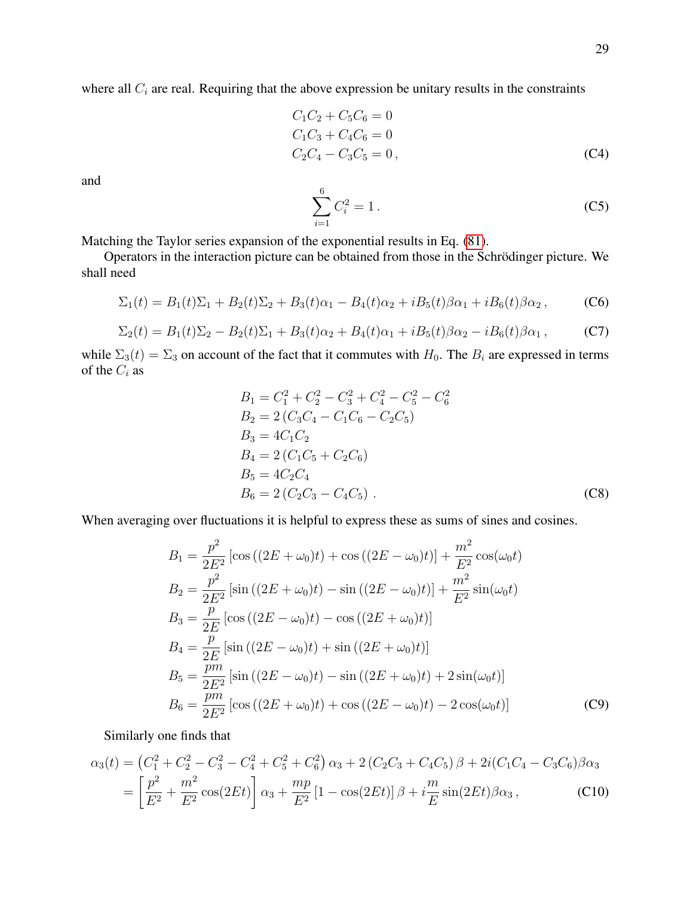where all $C_i$ are real. Requiring that the above expression be unitary results in the constraints

$$
\begin{aligned}
C_1C_2 + C_5C_6 &= 0 \\
C_1C_3 + C_4C_6 &= 0 \\
C_2C_4 - C_3C_5 &= 0\,,
\end{aligned}
\tag{C4}
$$

and

$$
\sum_{i=1}^{6} C_i^2 = 1\,. \tag{C5}
$$

Matching the Taylor series expansion of the exponential results in Eq. (81).

Operators in the interaction picture can be obtained from those in the Schrödinger picture. We shall need

$$
\Sigma_1(t) = B_1(t)\Sigma_1 + B_2(t)\Sigma_2 + B_3(t)\alpha_1 - B_4(t)\alpha_2 + iB_5(t)\beta\alpha_1 + iB_6(t)\beta\alpha_2\,, \tag{C6}
$$

$$
\Sigma_2(t) = B_1(t)\Sigma_2 - B_2(t)\Sigma_1 + B_3(t)\alpha_2 + B_4(t)\alpha_1 + iB_5(t)\beta\alpha_2 - iB_6(t)\beta\alpha_1\,, \tag{C7}
$$

while $\Sigma_3(t) = \Sigma_3$ on account of the fact that it commutes with $H_0$. The $B_i$ are expressed in terms of the $C_i$ as

$$
\begin{aligned}
B_1 &= C_1^2 + C_2^2 - C_3^2 + C_4^2 - C_5^2 - C_6^2 \\
B_2 &= 2\left(C_3C_4 - C_1C_6 - C_2C_5\right) \\
B_3 &= 4C_1C_2 \\
B_4 &= 2\left(C_1C_5 + C_2C_6\right) \\
B_5 &= 4C_2C_4 \\
B_6 &= 2\left(C_2C_3 - C_4C_5\right)\,.
\end{aligned}
\tag{C8}
$$

When averaging over fluctuations it is helpful to express these as sums of sines and cosines.

$$
\begin{aligned}
B_1 &= \frac{p^2}{2E^2}\left[\cos\left((2E+\omega_0)t\right) + \cos\left((2E-\omega_0)t\right)\right] + \frac{m^2}{E^2}\cos(\omega_0 t) \\
B_2 &= \frac{p^2}{2E^2}\left[\sin\left((2E+\omega_0)t\right) - \sin\left((2E-\omega_0)t\right)\right] + \frac{m^2}{E^2}\sin(\omega_0 t) \\
B_3 &= \frac{p}{2E}\left[\cos\left((2E-\omega_0)t\right) - \cos\left((2E+\omega_0)t\right)\right] \\
B_4 &= \frac{p}{2E}\left[\sin\left((2E-\omega_0)t\right) + \sin\left((2E+\omega_0)t\right)\right] \\
B_5 &= \frac{pm}{2E^2}\left[\sin\left((2E-\omega_0)t\right) - \sin\left((2E+\omega_0)t\right) + 2\sin(\omega_0 t)\right] \\
B_6 &= \frac{pm}{2E^2}\left[\cos\left((2E+\omega_0)t\right) + \cos\left((2E-\omega_0)t\right) - 2\cos(\omega_0 t)\right]
\end{aligned}
\tag{C9}
$$

Similarly one finds that

$$
\begin{aligned}
\alpha_3(t) &= \left(C_1^2 + C_2^2 - C_3^2 - C_4^2 + C_5^2 + C_6^2\right)\alpha_3 + 2\left(C_2C_3 + C_4C_5\right)\beta + 2i(C_1C_4 - C_3C_6)\beta\alpha_3 \\
&= \left[\frac{p^2}{E^2} + \frac{m^2}{E^2}\cos(2Et)\right]\alpha_3 + \frac{mp}{E^2}\left[1 - \cos(2Et)\right]\beta + i\frac{m}{E}\sin(2Et)\beta\alpha_3\,,
\end{aligned}
\tag{C10}
$$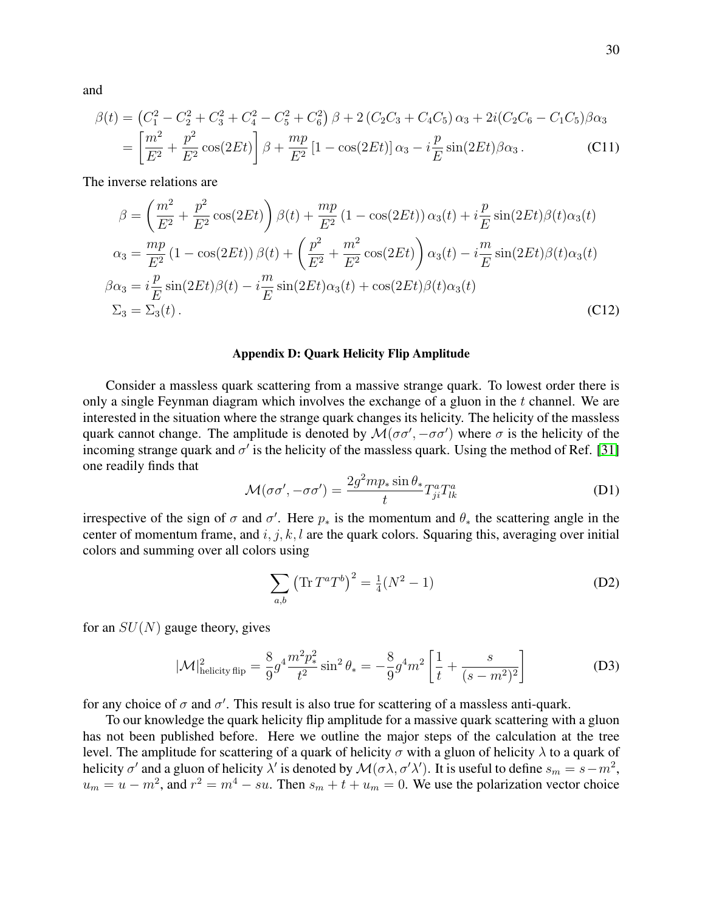and

$$
\begin{aligned}
\beta(t) &= \left(C_1^2 - C_2^2 + C_3^2 + C_4^2 - C_5^2 + C_6^2\right)\beta + 2\left(C_2C_3 + C_4C_5\right)\alpha_3 + 2i(C_2C_6 - C_1C_5)\beta\alpha_3 \\
&= \left[\frac{m^2}{E^2} + \frac{p^2}{E^2}\cos(2Et)\right]\beta + \frac{mp}{E^2}\left[1 - \cos(2Et)\right]\alpha_3 - i\frac{p}{E}\sin(2Et)\beta\alpha_3 \,. \qquad \text{(C11)}
\end{aligned}
$$

The inverse relations are

$$
\begin{aligned}
\beta &= \left(\frac{m^2}{E^2} + \frac{p^2}{E^2}\cos(2Et)\right)\beta(t) + \frac{mp}{E^2}\left(1 - \cos(2Et)\right)\alpha_3(t) + i\frac{p}{E}\sin(2Et)\beta(t)\alpha_3(t) \\
\alpha_3 &= \frac{mp}{E^2}\left(1 - \cos(2Et)\right)\beta(t) + \left(\frac{p^2}{E^2} + \frac{m^2}{E^2}\cos(2Et)\right)\alpha_3(t) - i\frac{m}{E}\sin(2Et)\beta(t)\alpha_3(t) \\
\beta\alpha_3 &= i\frac{p}{E}\sin(2Et)\beta(t) - i\frac{m}{E}\sin(2Et)\alpha_3(t) + \cos(2Et)\beta(t)\alpha_3(t) \\
\Sigma_3 &= \Sigma_3(t)\,. \qquad \text{(C12)}
\end{aligned}
$$

## Appendix D: Quark Helicity Flip Amplitude

Consider a massless quark scattering from a massive strange quark. To lowest order there is only a single Feynman diagram which involves the exchange of a gluon in the $t$ channel. We are interested in the situation where the strange quark changes its helicity. The helicity of the massless quark cannot change. The amplitude is denoted by $\mathcal{M}(\sigma\sigma', -\sigma\sigma')$ where $\sigma$ is the helicity of the incoming strange quark and $\sigma'$ is the helicity of the massless quark. Using the method of Ref. [31] one readily finds that

$$
\mathcal{M}(\sigma\sigma', -\sigma\sigma') = \frac{2g^2 m p_* \sin\theta_*}{t} T^a_{ji} T^a_{lk} \qquad \text{(D1)}
$$

irrespective of the sign of $\sigma$ and $\sigma'$. Here $p_*$ is the momentum and $\theta_*$ the scattering angle in the center of momentum frame, and $i, j, k, l$ are the quark colors. Squaring this, averaging over initial colors and summing over all colors using

$$
\sum_{a,b}\left(\mathrm{Tr}\, T^a T^b\right)^2 = \tfrac{1}{4}(N^2 - 1) \qquad \text{(D2)}
$$

for an $SU(N)$ gauge theory, gives

$$
|\mathcal{M}|^2_{\text{helicity flip}} = \frac{8}{9} g^4 \frac{m^2 p_*^2}{t^2} \sin^2\theta_* = -\frac{8}{9} g^4 m^2 \left[\frac{1}{t} + \frac{s}{(s - m^2)^2}\right] \qquad \text{(D3)}
$$

for any choice of $\sigma$ and $\sigma'$. This result is also true for scattering of a massless anti-quark.

To our knowledge the quark helicity flip amplitude for a massive quark scattering with a gluon has not been published before. Here we outline the major steps of the calculation at the tree level. The amplitude for scattering of a quark of helicity $\sigma$ with a gluon of helicity $\lambda$ to a quark of helicity $\sigma'$ and a gluon of helicity $\lambda'$ is denoted by $\mathcal{M}(\sigma\lambda, \sigma'\lambda')$. It is useful to define $s_m = s - m^2$, $u_m = u - m^2$, and $r^2 = m^4 - su$. Then $s_m + t + u_m = 0$. We use the polarization vector choice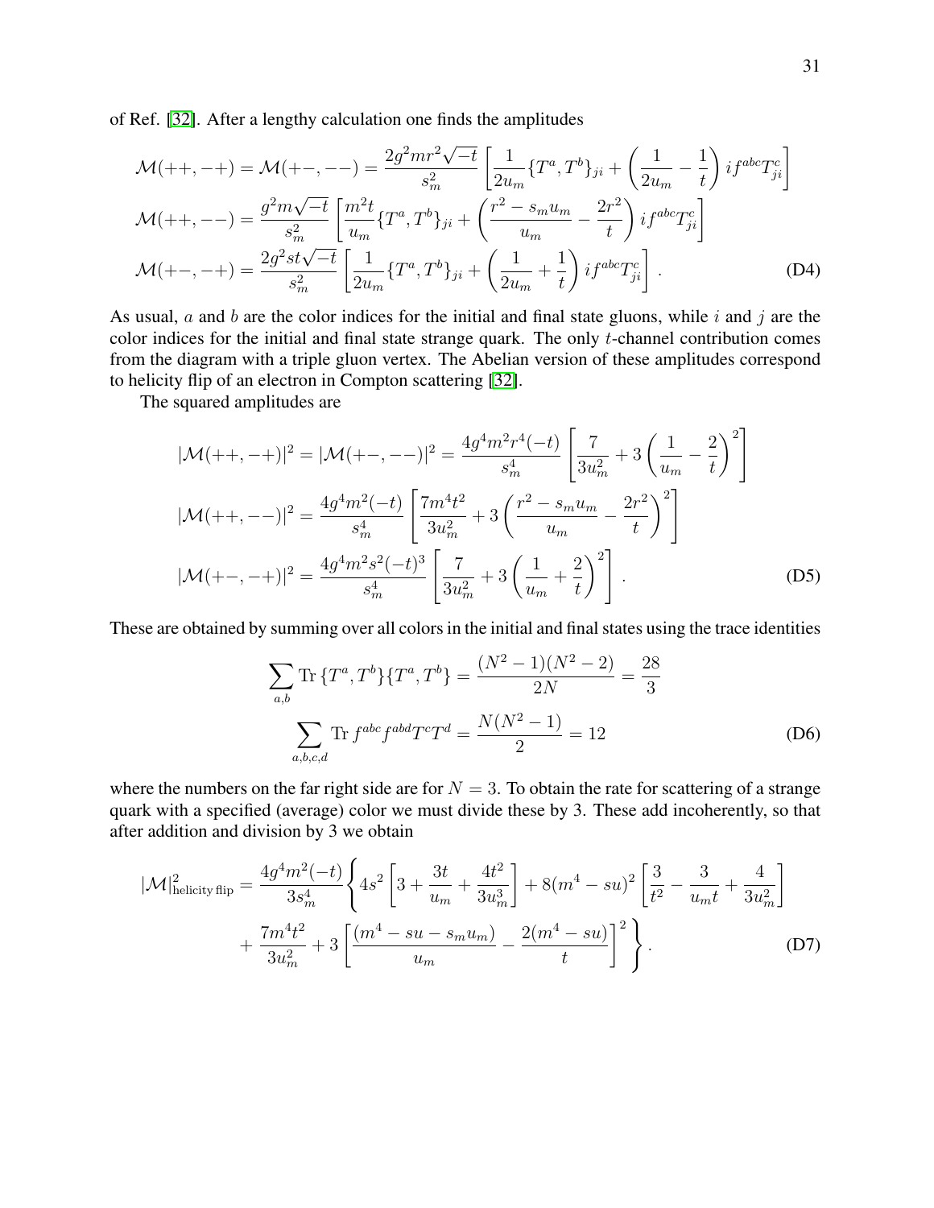of Ref. [32]. After a lengthy calculation one finds the amplitudes

$$
\begin{aligned}
\mathcal{M}(++,-+) = \mathcal{M}(+-,--) &= \frac{2g^2 m r^2 \sqrt{-t}}{s_m^2}\left[\frac{1}{2u_m}\{T^a,T^b\}_{ji} + \left(\frac{1}{2u_m} - \frac{1}{t}\right) i f^{abc} T^c_{ji}\right] \\
\mathcal{M}(++,--) &= \frac{g^2 m \sqrt{-t}}{s_m^2}\left[\frac{m^2 t}{u_m}\{T^a,T^b\}_{ji} + \left(\frac{r^2 - s_m u_m}{u_m} - \frac{2r^2}{t}\right) i f^{abc} T^c_{ji}\right] \\
\mathcal{M}(+-,-+) &= \frac{2g^2 s t \sqrt{-t}}{s_m^2}\left[\frac{1}{2u_m}\{T^a,T^b\}_{ji} + \left(\frac{1}{2u_m} + \frac{1}{t}\right) i f^{abc} T^c_{ji}\right] .
\end{aligned}
\tag{D4}
$$

As usual, $a$ and $b$ are the color indices for the initial and final state gluons, while $i$ and $j$ are the color indices for the initial and final state strange quark. The only $t$-channel contribution comes from the diagram with a triple gluon vertex. The Abelian version of these amplitudes correspond to helicity flip of an electron in Compton scattering [32].

The squared amplitudes are

$$
\begin{aligned}
|\mathcal{M}(++,-+)|^2 = |\mathcal{M}(+-,--)|^2 &= \frac{4g^4 m^2 r^4 (-t)}{s_m^4}\left[\frac{7}{3u_m^2} + 3\left(\frac{1}{u_m} - \frac{2}{t}\right)^2\right] \\
|\mathcal{M}(++,--)|^2 &= \frac{4g^4 m^2 (-t)}{s_m^4}\left[\frac{7m^4 t^2}{3u_m^2} + 3\left(\frac{r^2 - s_m u_m}{u_m} - \frac{2r^2}{t}\right)^2\right] \\
|\mathcal{M}(+-,-+)|^2 &= \frac{4g^4 m^2 s^2 (-t)^3}{s_m^4}\left[\frac{7}{3u_m^2} + 3\left(\frac{1}{u_m} + \frac{2}{t}\right)^2\right] .
\end{aligned}
\tag{D5}
$$

These are obtained by summing over all colors in the initial and final states using the trace identities

$$
\begin{aligned}
\sum_{a,b} \mathrm{Tr}\,\{T^a,T^b\}\{T^a,T^b\} &= \frac{(N^2-1)(N^2-2)}{2N} = \frac{28}{3} \\
\sum_{a,b,c,d} \mathrm{Tr}\, f^{abc} f^{abd} T^c T^d &= \frac{N(N^2-1)}{2} = 12
\end{aligned}
\tag{D6}
$$

where the numbers on the far right side are for $N = 3$. To obtain the rate for scattering of a strange quark with a specified (average) color we must divide these by 3. These add incoherently, so that after addition and division by 3 we obtain

$$
\begin{aligned}
|\mathcal{M}|^2_{\text{helicity flip}} = \frac{4g^4 m^2(-t)}{3s_m^4}\Bigg\{ & 4s^2\left[3 + \frac{3t}{u_m} + \frac{4t^2}{3u_m^3}\right] + 8(m^4 - su)^2\left[\frac{3}{t^2} - \frac{3}{u_m t} + \frac{4}{3u_m^2}\right] \\
& + \frac{7m^4 t^2}{3u_m^2} + 3\left[\frac{(m^4 - su - s_m u_m)}{u_m} - \frac{2(m^4 - su)}{t}\right]^2 \Bigg\} .
\end{aligned}
\tag{D7}
$$